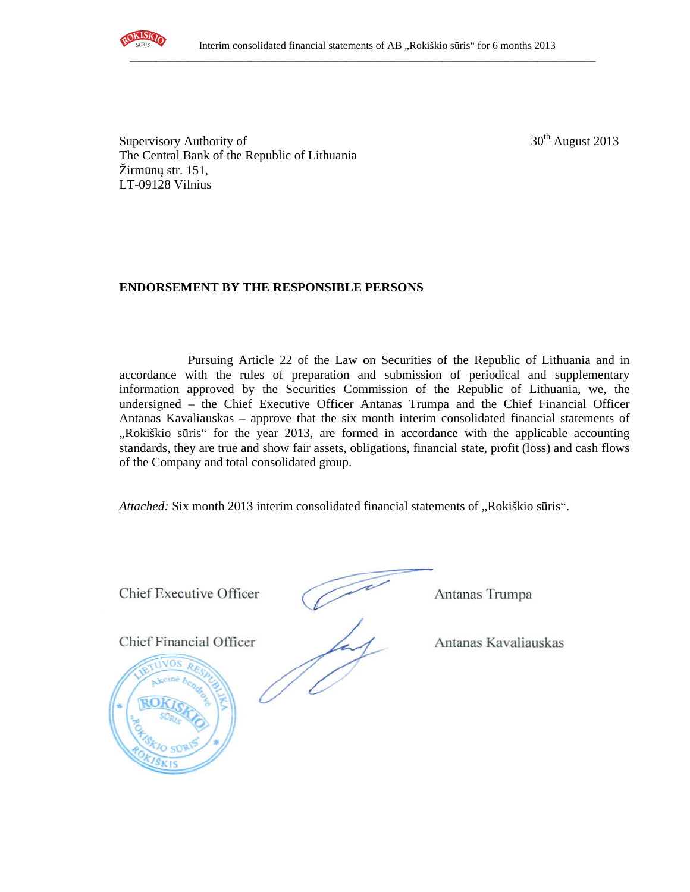Supervisory Authority of
The Central Bank of the Republic of Lithuania
Žirmūnų str. 151,
LT-09128 Vilnius

30th August 2013

**ENDORSEMENT BY THE RESPONSIBLE PERSONS**

Pursuing Article 22 of the Law on Securities of the Republic of Lithuania and in accordance with the rules of preparation and submission of periodical and supplementary information approved by the Securities Commission of the Republic of Lithuania, we, the undersigned – the Chief Executive Officer Antanas Trumpa and the Chief Financial Officer Antanas Kavaliauskas – approve that the six month interim consolidated financial statements of „Rokiškio sūris" for the year 2013, are formed in accordance with the applicable accounting standards, they are true and show fair assets, obligations, financial state, profit (loss) and cash flows of the Company and total consolidated group.

*Attached:* Six month 2013 interim consolidated financial statements of „Rokiškio sūris".

Chief Executive Officer Antanas Trumpa

Chief Financial Officer Antanas Kavaliauskas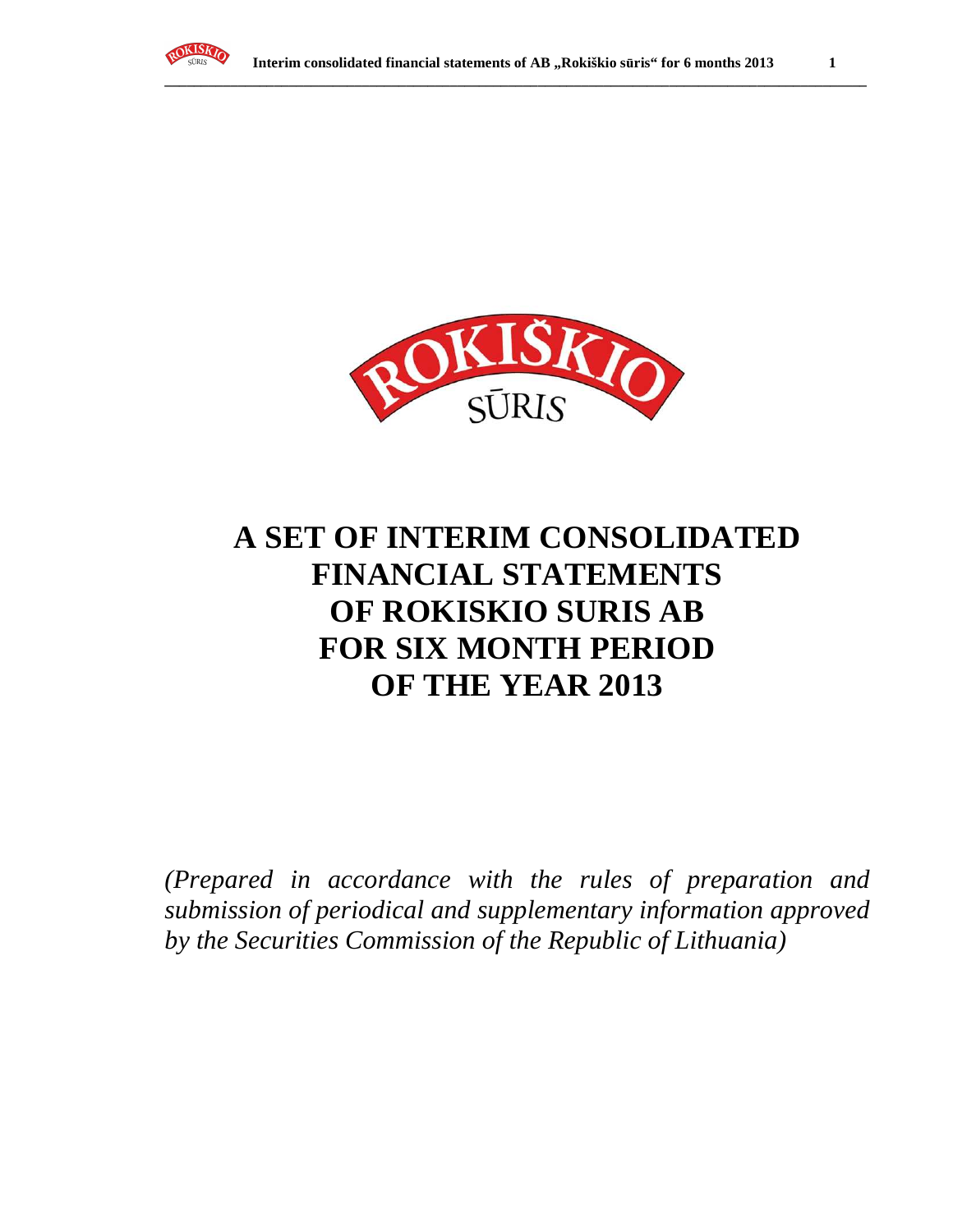# A SET OF INTERIM CONSOLIDATED FINANCIAL STATEMENTS OF ROKISKIO SURIS AB FOR SIX MONTH PERIOD OF THE YEAR 2013

*(Prepared in accordance with the rules of preparation and submission of periodical and supplementary information approved by the Securities Commission of the Republic of Lithuania)*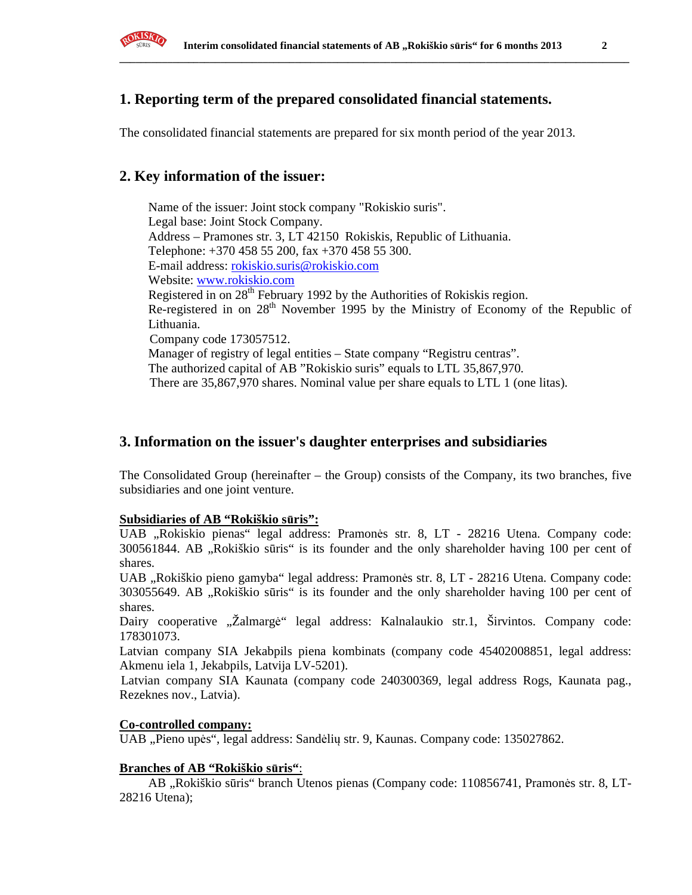## 1. Reporting term of the prepared consolidated financial statements.

The consolidated financial statements are prepared for six month period of the year 2013.

## 2. Key information of the issuer:

Name of the issuer: Joint stock company "Rokiskio suris".
Legal base: Joint Stock Company.
Address – Pramones str. 3, LT 42150 Rokiskis, Republic of Lithuania.
Telephone: +370 458 55 200, fax +370 458 55 300.
E-mail address: rokiskio.suris@rokiskio.com
Website: www.rokiskio.com
Registered in on 28th February 1992 by the Authorities of Rokiskis region.
Re-registered in on 28th November 1995 by the Ministry of Economy of the Republic of Lithuania.
Company code 173057512.
Manager of registry of legal entities – State company "Registru centras".
The authorized capital of AB "Rokiskio suris" equals to LTL 35,867,970.
There are 35,867,970 shares. Nominal value per share equals to LTL 1 (one litas).

## 3. Information on the issuer's daughter enterprises and subsidiaries

The Consolidated Group (hereinafter – the Group) consists of the Company, its two branches, five subsidiaries and one joint venture.

**Subsidiaries of AB "Rokiškio sūris":**

UAB „Rokiskio pienas" legal address: Pramonės str. 8, LT - 28216 Utena. Company code: 300561844. AB „Rokiškio sūris" is its founder and the only shareholder having 100 per cent of shares.
UAB „Rokiškio pieno gamyba" legal address: Pramonės str. 8, LT - 28216 Utena. Company code: 303055649. AB „Rokiškio sūris" is its founder and the only shareholder having 100 per cent of shares.
Dairy cooperative „Žalmargė" legal address: Kalnalaukio str.1, Širvintos. Company code: 178301073.
Latvian company SIA Jekabpils piena kombinats (company code 45402008851, legal address: Akmenu iela 1, Jekabpils, Latvija LV-5201).
Latvian company SIA Kaunata (company code 240300369, legal address Rogs, Kaunata pag., Rezeknes nov., Latvia).

**Co-controlled company:**

UAB „Pieno upės", legal address: Sandėlių str. 9, Kaunas. Company code: 135027862.

**Branches of AB "Rokiškio sūris"**:

AB „Rokiškio sūris" branch Utenos pienas (Company code: 110856741, Pramonės str. 8, LT-28216 Utena);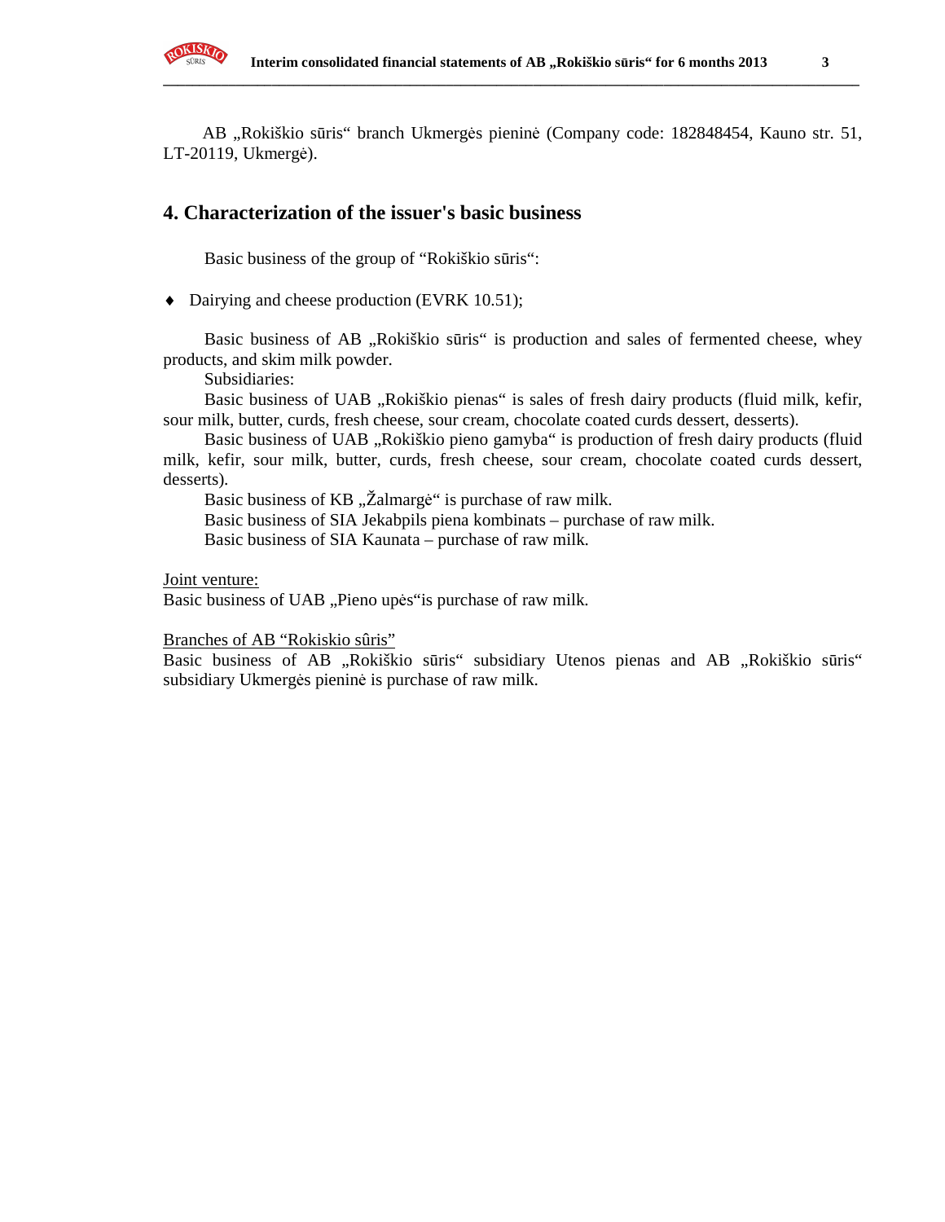AB „Rokiškio sūris“ branch Ukmergės pieninė (Company code: 182848454, Kauno str. 51, LT-20119, Ukmergė).

## 4. Characterization of the issuer's basic business

Basic business of the group of “Rokiškio sūris“:

- Dairying and cheese production (EVRK 10.51);

Basic business of AB „Rokiškio sūris“ is production and sales of fermented cheese, whey products, and skim milk powder.

Subsidiaries:

Basic business of UAB „Rokiškio pienas“ is sales of fresh dairy products (fluid milk, kefir, sour milk, butter, curds, fresh cheese, sour cream, chocolate coated curds dessert, desserts).

Basic business of UAB „Rokiškio pieno gamyba“ is production of fresh dairy products (fluid milk, kefir, sour milk, butter, curds, fresh cheese, sour cream, chocolate coated curds dessert, desserts).

Basic business of KB „Žalmargė“ is purchase of raw milk.

Basic business of SIA Jekabpils piena kombinats – purchase of raw milk.

Basic business of SIA Kaunata – purchase of raw milk.

Joint venture:

Basic business of UAB „Pieno upės“is purchase of raw milk.

Branches of AB “Rokiskio sûris”

Basic business of AB „Rokiškio sūris“ subsidiary Utenos pienas and AB „Rokiškio sūris“ subsidiary Ukmergės pieninė is purchase of raw milk.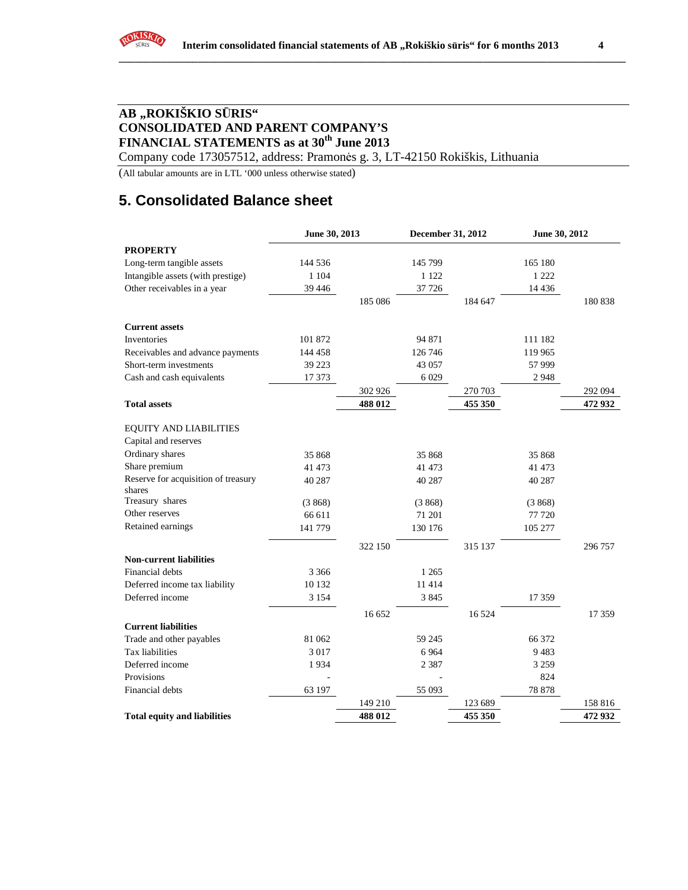## AB „ROKIŠKIO SŪRIS“
## CONSOLIDATED AND PARENT COMPANY'S FINANCIAL STATEMENTS as at 30th June 2013

Company code 173057512, address: Pramonės g. 3, LT-42150 Rokiškis, Lithuania

(All tabular amounts are in LTL '000 unless otherwise stated)

# 5. Consolidated Balance sheet

| | June 30, 2013 | | December 31, 2012 | | June 30, 2012 | |
|---|---|---|---|---|---|---|
| **PROPERTY** | | | | | | |
| Long-term tangible assets | 144 536 | | 145 799 | | 165 180 | |
| Intangible assets (with prestige) | 1 104 | | 1 122 | | 1 222 | |
| Other receivables in a year | 39 446 | | 37 726 | | 14 436 | |
| | | 185 086 | | 184 647 | | 180 838 |
| **Current assets** | | | | | | |
| Inventories | 101 872 | | 94 871 | | 111 182 | |
| Receivables and advance payments | 144 458 | | 126 746 | | 119 965 | |
| Short-term investments | 39 223 | | 43 057 | | 57 999 | |
| Cash and cash equivalents | 17 373 | | 6 029 | | 2 948 | |
| | | 302 926 | | 270 703 | | 292 094 |
| **Total assets** | | **488 012** | | **455 350** | | **472 932** |
| EQUITY AND LIABILITIES | | | | | | |
| Capital and reserves | | | | | | |
| Ordinary shares | 35 868 | | 35 868 | | 35 868 | |
| Share premium | 41 473 | | 41 473 | | 41 473 | |
| Reserve for acquisition of treasury shares | 40 287 | | 40 287 | | 40 287 | |
| Treasury shares | (3 868) | | (3 868) | | (3 868) | |
| Other reserves | 66 611 | | 71 201 | | 77 720 | |
| Retained earnings | 141 779 | | 130 176 | | 105 277 | |
| | | 322 150 | | 315 137 | | 296 757 |
| **Non-current liabilities** | | | | | | |
| Financial debts | 3 366 | | 1 265 | | | |
| Deferred income tax liability | 10 132 | | 11 414 | | | |
| Deferred income | 3 154 | | 3 845 | | 17 359 | |
| | | 16 652 | | 16 524 | | 17 359 |
| **Current liabilities** | | | | | | |
| Trade and other payables | 81 062 | | 59 245 | | 66 372 | |
| Tax liabilities | 3 017 | | 6 964 | | 9 483 | |
| Deferred income | 1 934 | | 2 387 | | 3 259 | |
| Provisions | - | | - | | 824 | |
| Financial debts | 63 197 | | 55 093 | | 78 878 | |
| | | 149 210 | | 123 689 | | 158 816 |
| **Total equity and liabilities** | | **488 012** | | **455 350** | | **472 932** |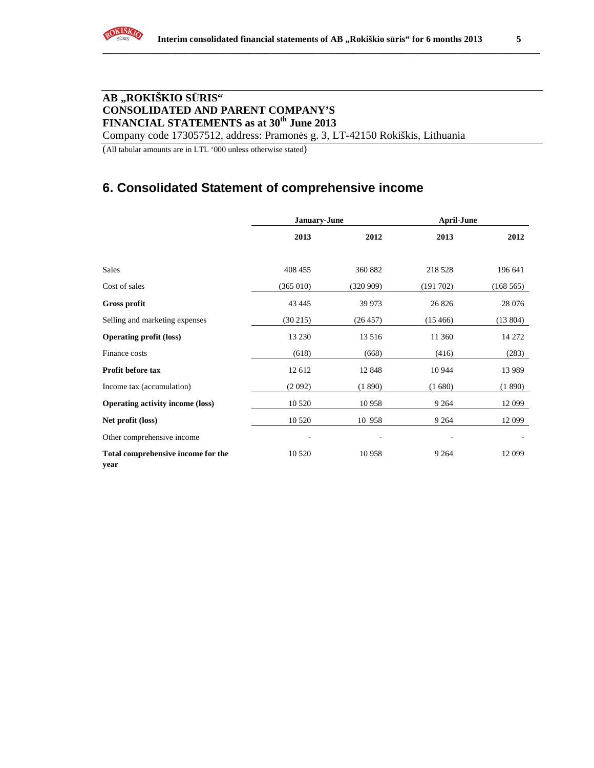**AB „ROKIŠKIO SŪRIS“**
**CONSOLIDATED AND PARENT COMPANY'S**
**FINANCIAL STATEMENTS as at 30th June 2013**
Company code 173057512, address: Pramonės g. 3, LT-42150 Rokiškis, Lithuania

(All tabular amounts are in LTL '000 unless otherwise stated)

## 6. Consolidated Statement of comprehensive income

| | January-June | | April-June | |
|---|---|---|---|---|
| | **2013** | **2012** | **2013** | **2012** |
| Sales | 408 455 | 360 882 | 218 528 | 196 641 |
| Cost of sales | (365 010) | (320 909) | (191 702) | (168 565) |
| **Gross profit** | 43 445 | 39 973 | 26 826 | 28 076 |
| Selling and marketing expenses | (30 215) | (26 457) | (15 466) | (13 804) |
| **Operating profit (loss)** | 13 230 | 13 516 | 11 360 | 14 272 |
| Finance costs | (618) | (668) | (416) | (283) |
| **Profit before tax** | 12 612 | 12 848 | 10 944 | 13 989 |
| Income tax (accumulation) | (2 092) | (1 890) | (1 680) | (1 890) |
| **Operating activity income (loss)** | 10 520 | 10 958 | 9 264 | 12 099 |
| **Net profit (loss)** | 10 520 | 10 958 | 9 264 | 12 099 |
| Other comprehensive income | - | - | - | - |
| **Total comprehensive income for the year** | 10 520 | 10 958 | 9 264 | 12 099 |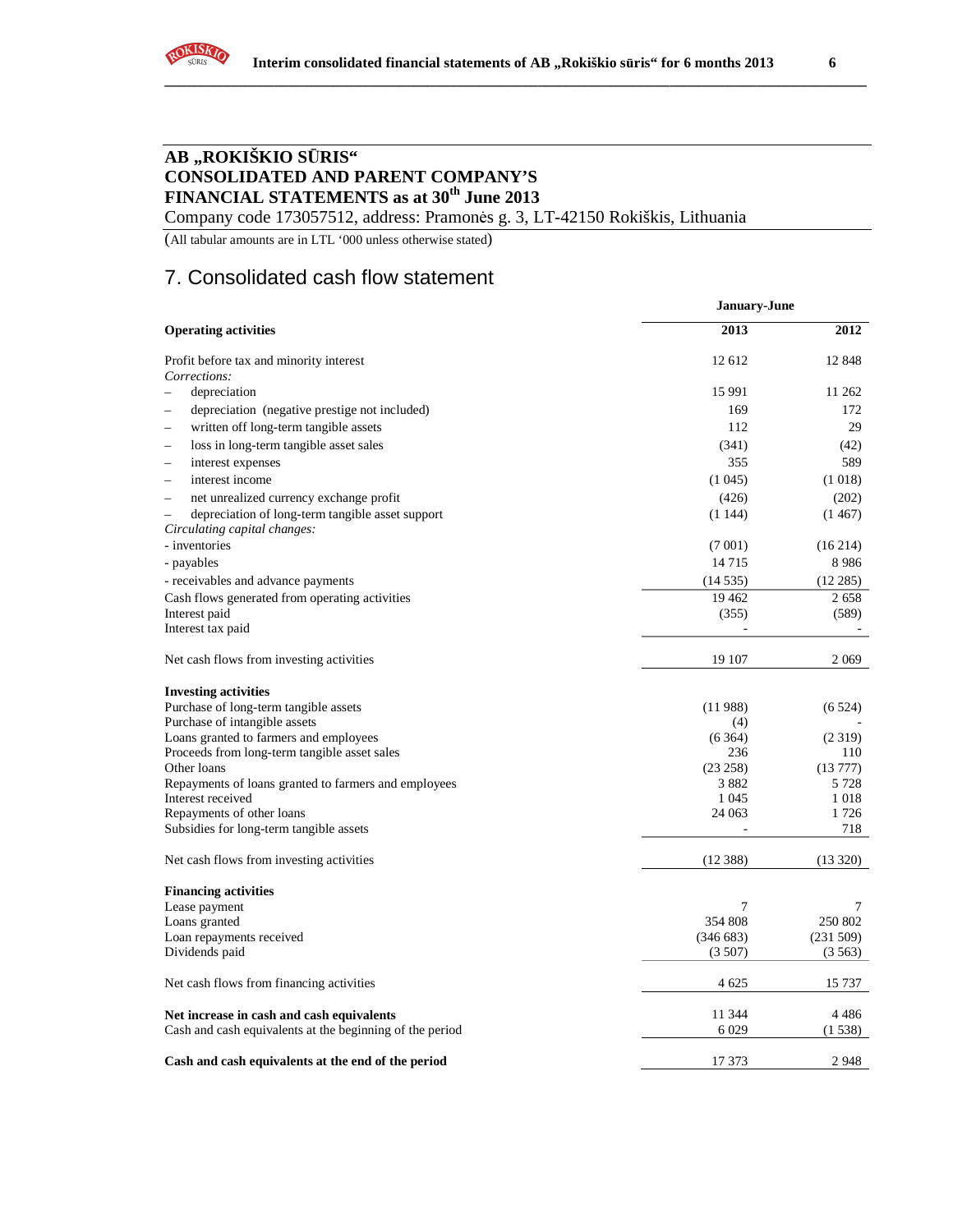## AB „ROKIŠKIO SŪRIS“
## CONSOLIDATED AND PARENT COMPANY'S
## FINANCIAL STATEMENTS as at 30th June 2013

Company code 173057512, address: Pramonės g. 3, LT-42150 Rokiškis, Lithuania

(All tabular amounts are in LTL '000 unless otherwise stated)

# 7. Consolidated cash flow statement

| | January-June | |
|---|---|---|
| **Operating activities** | **2013** | **2012** |
| Profit before tax and minority interest | 12 612 | 12 848 |
| *Corrections:* | | |
| – depreciation | 15 991 | 11 262 |
| – depreciation (negative prestige not included) | 169 | 172 |
| – written off long-term tangible assets | 112 | 29 |
| – loss in long-term tangible asset sales | (341) | (42) |
| – interest expenses | 355 | 589 |
| – interest income | (1 045) | (1 018) |
| – net unrealized currency exchange profit | (426) | (202) |
| – depreciation of long-term tangible asset support | (1 144) | (1 467) |
| *Circulating capital changes:* | | |
| - inventories | (7 001) | (16 214) |
| - payables | 14 715 | 8 986 |
| - receivables and advance payments | (14 535) | (12 285) |
| Cash flows generated from operating activities | 19 462 | 2 658 |
| Interest paid | (355) | (589) |
| Interest tax paid | - | - |
| Net cash flows from investing activities | 19 107 | 2 069 |
| **Investing activities** | | |
| Purchase of long-term tangible assets | (11 988) | (6 524) |
| Purchase of intangible assets | (4) | - |
| Loans granted to farmers and employees | (6 364) | (2 319) |
| Proceeds from long-term tangible asset sales | 236 | 110 |
| Other loans | (23 258) | (13 777) |
| Repayments of loans granted to farmers and employees | 3 882 | 5 728 |
| Interest received | 1 045 | 1 018 |
| Repayments of other loans | 24 063 | 1 726 |
| Subsidies for long-term tangible assets | - | 718 |
| Net cash flows from investing activities | (12 388) | (13 320) |
| **Financing activities** | | |
| Lease payment | 7 | 7 |
| Loans granted | 354 808 | 250 802 |
| Loan repayments received | (346 683) | (231 509) |
| Dividends paid | (3 507) | (3 563) |
| Net cash flows from financing activities | 4 625 | 15 737 |
| **Net increase in cash and cash equivalents** | 11 344 | 4 486 |
| Cash and cash equivalents at the beginning of the period | 6 029 | (1 538) |
| **Cash and cash equivalents at the end of the period** | 17 373 | 2 948 |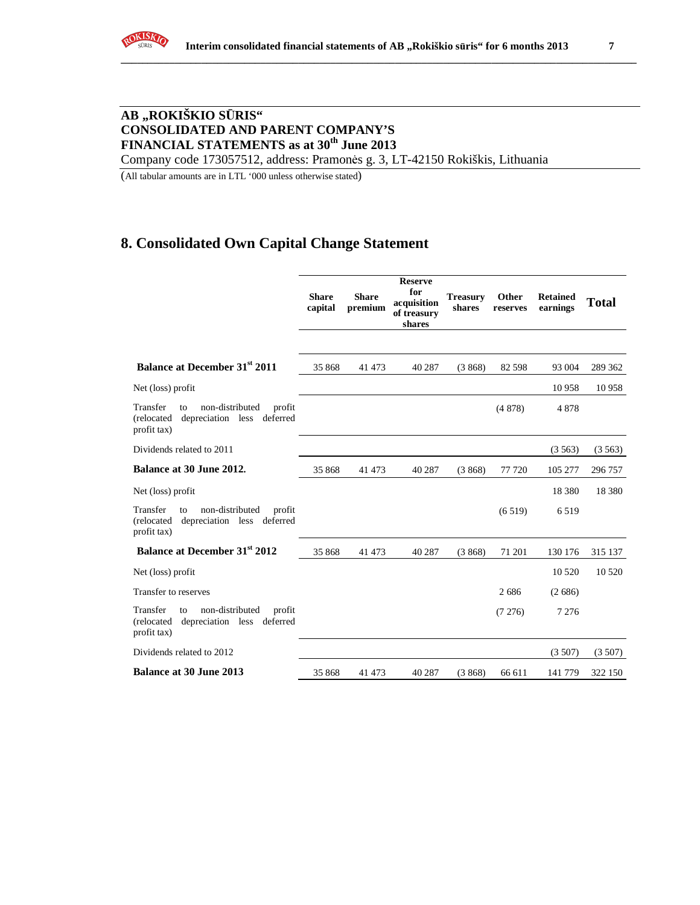# AB „ROKIŠKIO SŪRIS"
# CONSOLIDATED AND PARENT COMPANY'S FINANCIAL STATEMENTS as at 30th June 2013

Company code 173057512, address: Pramonės g. 3, LT-42150 Rokiškis, Lithuania

(All tabular amounts are in LTL '000 unless otherwise stated)

## 8. Consolidated Own Capital Change Statement

| | Share capital | Share premium | Reserve for acquisition of treasury shares | Treasury shares | Other reserves | Retained earnings | Total |
|---|---|---|---|---|---|---|---|
| **Balance at December 31st 2011** | 35 868 | 41 473 | 40 287 | (3 868) | 82 598 | 93 004 | 289 362 |
| Net (loss) profit | | | | | | 10 958 | 10 958 |
| Transfer to non-distributed profit (relocated depreciation less deferred profit tax) | | | | | (4 878) | 4 878 | |
| Dividends related to 2011 | | | | | | (3 563) | (3 563) |
| **Balance at 30 June 2012.** | 35 868 | 41 473 | 40 287 | (3 868) | 77 720 | 105 277 | 296 757 |
| Net (loss) profit | | | | | | 18 380 | 18 380 |
| Transfer to non-distributed profit (relocated depreciation less deferred profit tax) | | | | | (6 519) | 6 519 | |
| **Balance at December 31st 2012** | 35 868 | 41 473 | 40 287 | (3 868) | 71 201 | 130 176 | 315 137 |
| Net (loss) profit | | | | | | 10 520 | 10 520 |
| Transfer to reserves | | | | | 2 686 | (2 686) | |
| Transfer to non-distributed profit (relocated depreciation less deferred profit tax) | | | | | (7 276) | 7 276 | |
| Dividends related to 2012 | | | | | | (3 507) | (3 507) |
| **Balance at 30 June 2013** | 35 868 | 41 473 | 40 287 | (3 868) | 66 611 | 141 779 | 322 150 |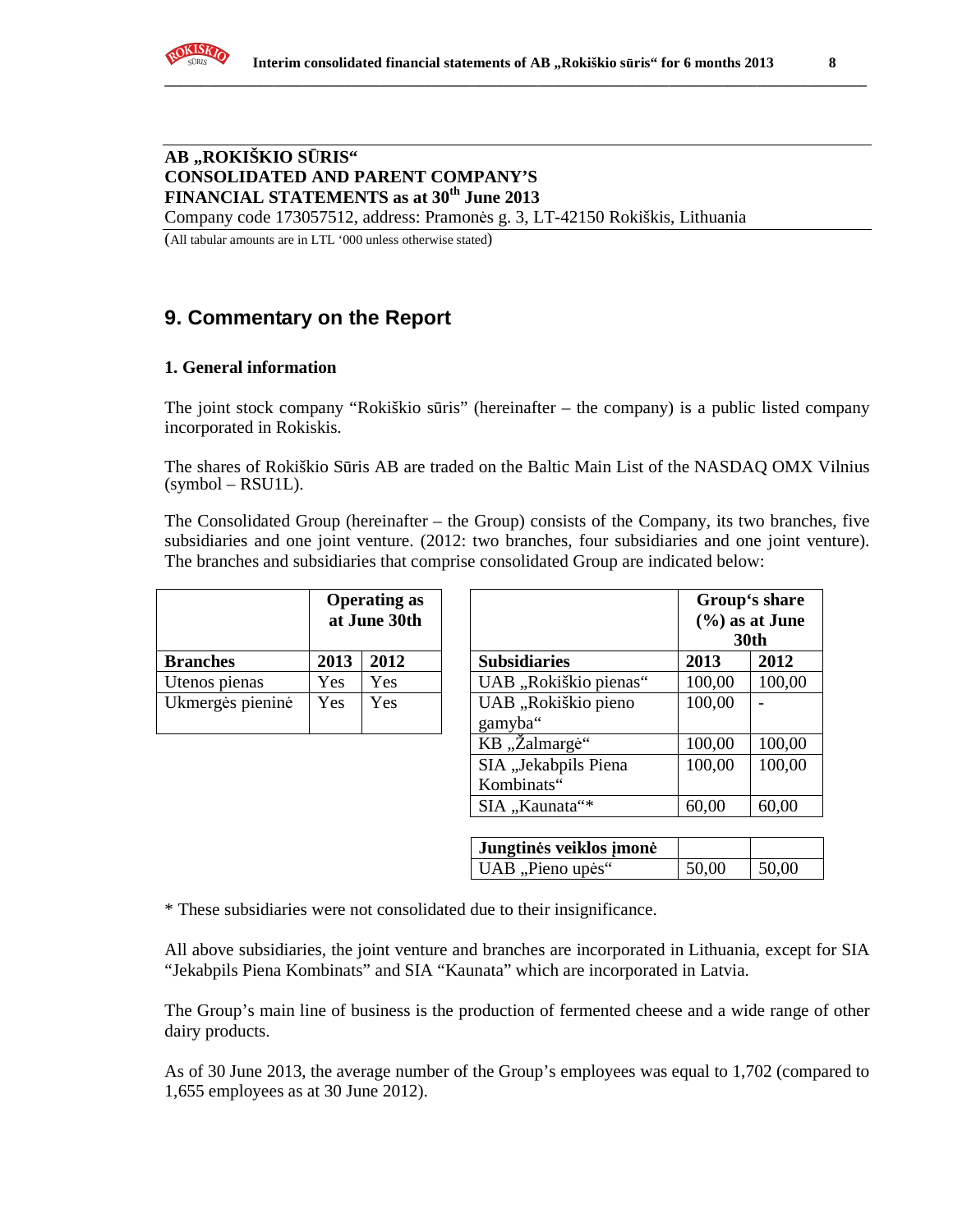**AB „ROKIŠKIO SŪRIS“**
**CONSOLIDATED AND PARENT COMPANY'S**
**FINANCIAL STATEMENTS as at 30th June 2013**
Company code 173057512, address: Pramonės g. 3, LT-42150 Rokiškis, Lithuania
(All tabular amounts are in LTL '000 unless otherwise stated)

## 9. Commentary on the Report

### 1. General information

The joint stock company "Rokiškio sūris" (hereinafter – the company) is a public listed company incorporated in Rokiskis.

The shares of Rokiškio Sūris AB are traded on the Baltic Main List of the NASDAQ OMX Vilnius (symbol – RSU1L).

The Consolidated Group (hereinafter – the Group) consists of the Company, its two branches, five subsidiaries and one joint venture. (2012: two branches, four subsidiaries and one joint venture). The branches and subsidiaries that comprise consolidated Group are indicated below:

| | Operating as at June 30th | |
|---|---|---|
| **Branches** | **2013** | **2012** |
| Utenos pienas | Yes | Yes |
| Ukmergės pieninė | Yes | Yes |

| | Group's share (%) as at June 30th | |
|---|---|---|
| **Subsidiaries** | **2013** | **2012** |
| UAB „Rokiškio pienas“ | 100,00 | 100,00 |
| UAB „Rokiškio pieno gamyba“ | 100,00 | - |
| KB „Žalmargė“ | 100,00 | 100,00 |
| SIA „Jekabpils Piena Kombinats“ | 100,00 | 100,00 |
| SIA „Kaunata“* | 60,00 | 60,00 |
| **Jungtinės veiklos įmonė** | | |
| UAB „Pieno upės“ | 50,00 | 50,00 |

* These subsidiaries were not consolidated due to their insignificance.

All above subsidiaries, the joint venture and branches are incorporated in Lithuania, except for SIA "Jekabpils Piena Kombinats" and SIA "Kaunata" which are incorporated in Latvia.

The Group's main line of business is the production of fermented cheese and a wide range of other dairy products.

As of 30 June 2013, the average number of the Group's employees was equal to 1,702 (compared to 1,655 employees as at 30 June 2012).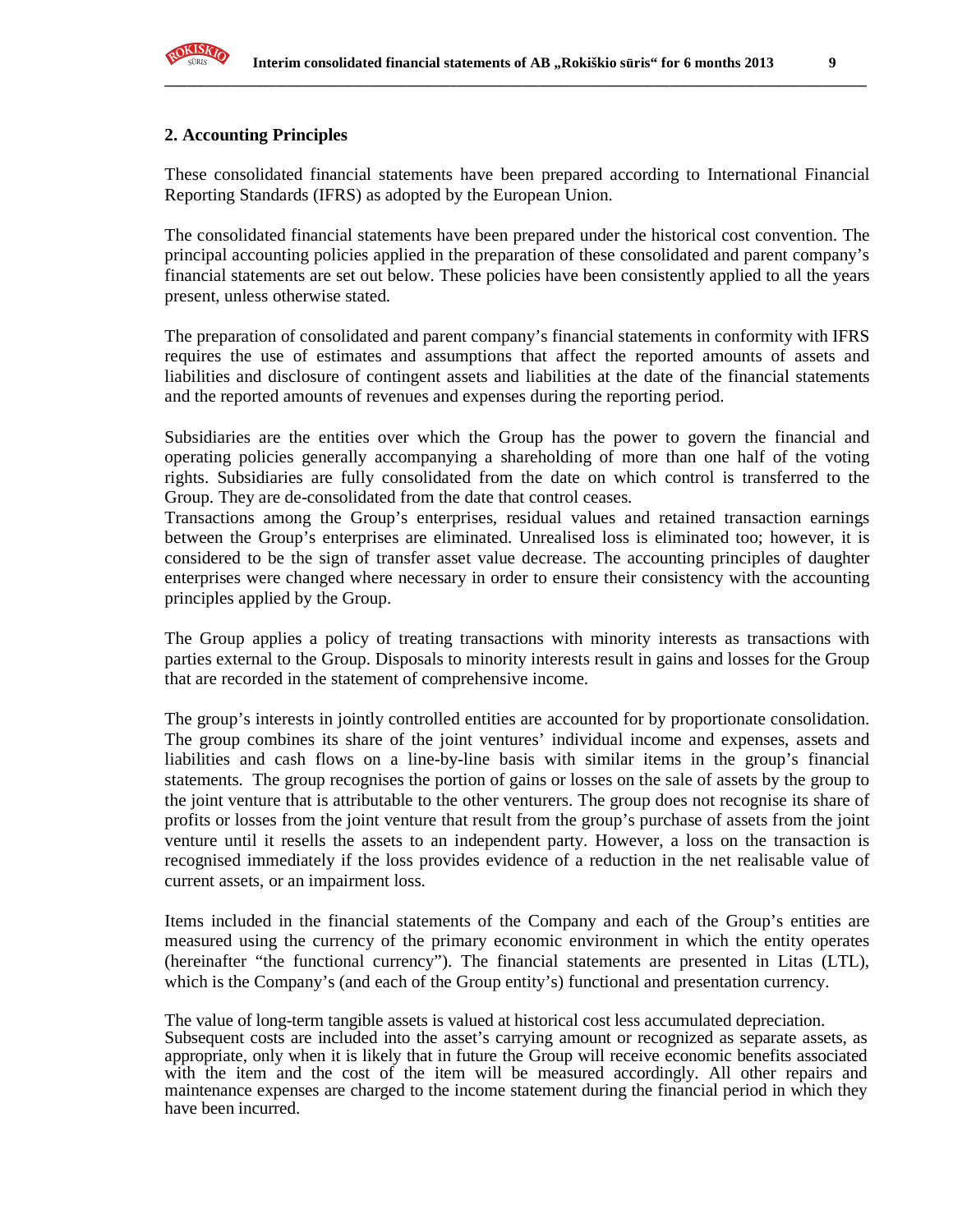## 2. Accounting Principles

These consolidated financial statements have been prepared according to International Financial Reporting Standards (IFRS) as adopted by the European Union.

The consolidated financial statements have been prepared under the historical cost convention. The principal accounting policies applied in the preparation of these consolidated and parent company's financial statements are set out below. These policies have been consistently applied to all the years present, unless otherwise stated.

The preparation of consolidated and parent company's financial statements in conformity with IFRS requires the use of estimates and assumptions that affect the reported amounts of assets and liabilities and disclosure of contingent assets and liabilities at the date of the financial statements and the reported amounts of revenues and expenses during the reporting period.

Subsidiaries are the entities over which the Group has the power to govern the financial and operating policies generally accompanying a shareholding of more than one half of the voting rights. Subsidiaries are fully consolidated from the date on which control is transferred to the Group. They are de-consolidated from the date that control ceases.
Transactions among the Group's enterprises, residual values and retained transaction earnings between the Group's enterprises are eliminated. Unrealised loss is eliminated too; however, it is considered to be the sign of transfer asset value decrease. The accounting principles of daughter enterprises were changed where necessary in order to ensure their consistency with the accounting principles applied by the Group.

The Group applies a policy of treating transactions with minority interests as transactions with parties external to the Group. Disposals to minority interests result in gains and losses for the Group that are recorded in the statement of comprehensive income.

The group's interests in jointly controlled entities are accounted for by proportionate consolidation. The group combines its share of the joint ventures' individual income and expenses, assets and liabilities and cash flows on a line-by-line basis with similar items in the group's financial statements. The group recognises the portion of gains or losses on the sale of assets by the group to the joint venture that is attributable to the other venturers. The group does not recognise its share of profits or losses from the joint venture that result from the group's purchase of assets from the joint venture until it resells the assets to an independent party. However, a loss on the transaction is recognised immediately if the loss provides evidence of a reduction in the net realisable value of current assets, or an impairment loss.

Items included in the financial statements of the Company and each of the Group's entities are measured using the currency of the primary economic environment in which the entity operates (hereinafter "the functional currency"). The financial statements are presented in Litas (LTL), which is the Company's (and each of the Group entity's) functional and presentation currency.

The value of long-term tangible assets is valued at historical cost less accumulated depreciation.
Subsequent costs are included into the asset's carrying amount or recognized as separate assets, as appropriate, only when it is likely that in future the Group will receive economic benefits associated with the item and the cost of the item will be measured accordingly. All other repairs and maintenance expenses are charged to the income statement during the financial period in which they have been incurred.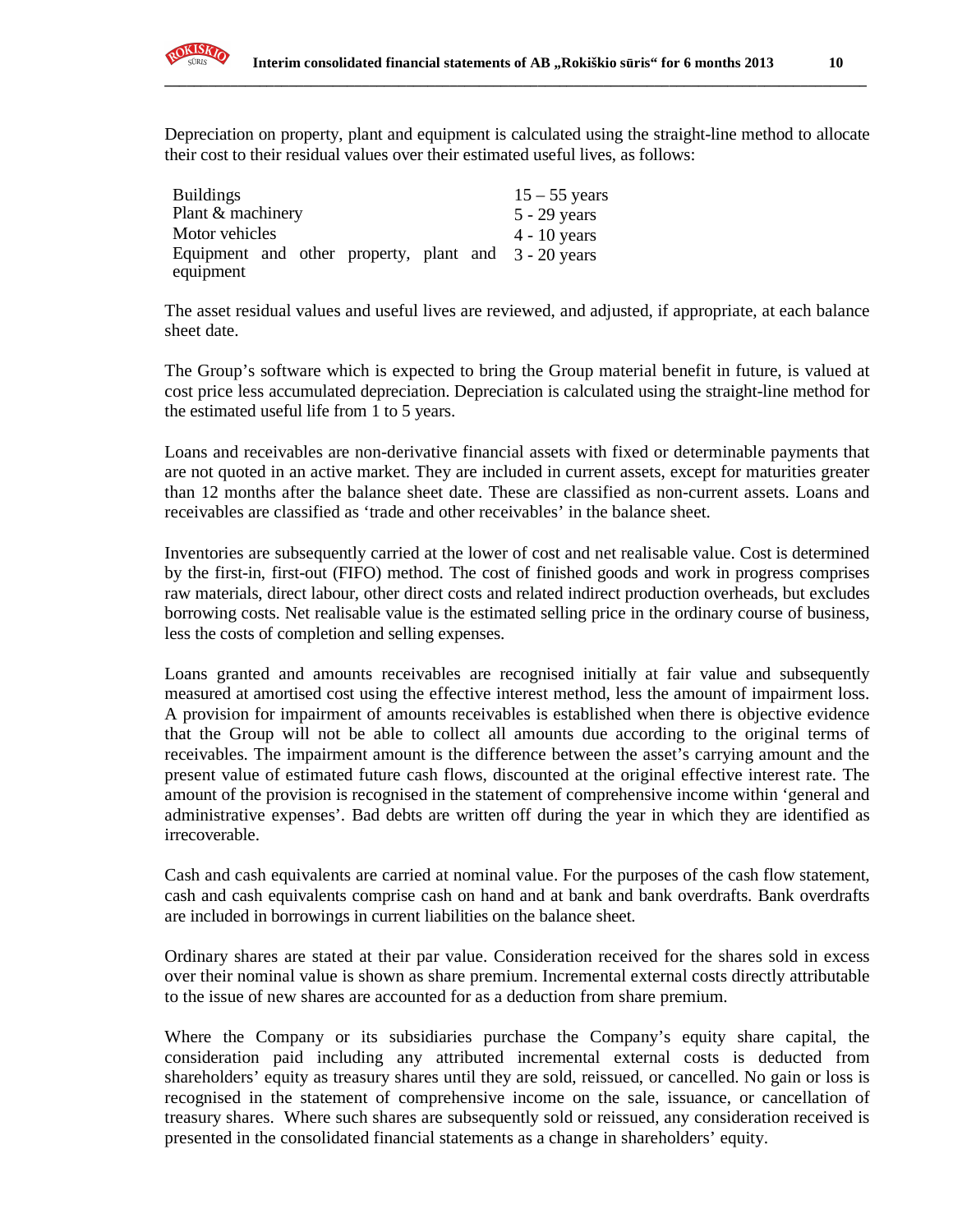Depreciation on property, plant and equipment is calculated using the straight-line method to allocate their cost to their residual values over their estimated useful lives, as follows:

| | |
|---|---|
| Buildings | 15 – 55 years |
| Plant & machinery | 5 - 29 years |
| Motor vehicles | 4 - 10 years |
| Equipment and other property, plant and equipment | 3 - 20 years |

The asset residual values and useful lives are reviewed, and adjusted, if appropriate, at each balance sheet date.

The Group's software which is expected to bring the Group material benefit in future, is valued at cost price less accumulated depreciation. Depreciation is calculated using the straight-line method for the estimated useful life from 1 to 5 years.

Loans and receivables are non-derivative financial assets with fixed or determinable payments that are not quoted in an active market. They are included in current assets, except for maturities greater than 12 months after the balance sheet date. These are classified as non-current assets. Loans and receivables are classified as 'trade and other receivables' in the balance sheet.

Inventories are subsequently carried at the lower of cost and net realisable value. Cost is determined by the first-in, first-out (FIFO) method. The cost of finished goods and work in progress comprises raw materials, direct labour, other direct costs and related indirect production overheads, but excludes borrowing costs. Net realisable value is the estimated selling price in the ordinary course of business, less the costs of completion and selling expenses.

Loans granted and amounts receivables are recognised initially at fair value and subsequently measured at amortised cost using the effective interest method, less the amount of impairment loss. A provision for impairment of amounts receivables is established when there is objective evidence that the Group will not be able to collect all amounts due according to the original terms of receivables. The impairment amount is the difference between the asset's carrying amount and the present value of estimated future cash flows, discounted at the original effective interest rate. The amount of the provision is recognised in the statement of comprehensive income within 'general and administrative expenses'. Bad debts are written off during the year in which they are identified as irrecoverable.

Cash and cash equivalents are carried at nominal value. For the purposes of the cash flow statement, cash and cash equivalents comprise cash on hand and at bank and bank overdrafts. Bank overdrafts are included in borrowings in current liabilities on the balance sheet.

Ordinary shares are stated at their par value. Consideration received for the shares sold in excess over their nominal value is shown as share premium. Incremental external costs directly attributable to the issue of new shares are accounted for as a deduction from share premium.

Where the Company or its subsidiaries purchase the Company's equity share capital, the consideration paid including any attributed incremental external costs is deducted from shareholders' equity as treasury shares until they are sold, reissued, or cancelled. No gain or loss is recognised in the statement of comprehensive income on the sale, issuance, or cancellation of treasury shares. Where such shares are subsequently sold or reissued, any consideration received is presented in the consolidated financial statements as a change in shareholders' equity.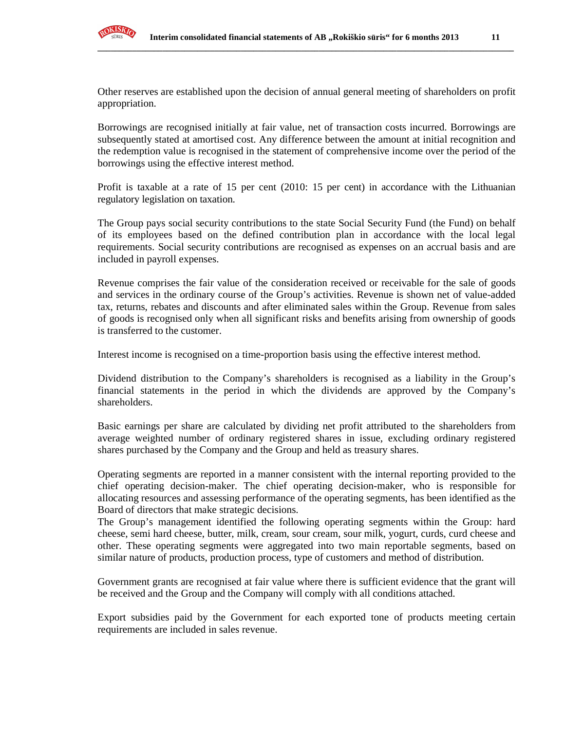Other reserves are established upon the decision of annual general meeting of shareholders on profit appropriation.

Borrowings are recognised initially at fair value, net of transaction costs incurred. Borrowings are subsequently stated at amortised cost. Any difference between the amount at initial recognition and the redemption value is recognised in the statement of comprehensive income over the period of the borrowings using the effective interest method.

Profit is taxable at a rate of 15 per cent (2010: 15 per cent) in accordance with the Lithuanian regulatory legislation on taxation.

The Group pays social security contributions to the state Social Security Fund (the Fund) on behalf of its employees based on the defined contribution plan in accordance with the local legal requirements. Social security contributions are recognised as expenses on an accrual basis and are included in payroll expenses.

Revenue comprises the fair value of the consideration received or receivable for the sale of goods and services in the ordinary course of the Group's activities. Revenue is shown net of value-added tax, returns, rebates and discounts and after eliminated sales within the Group. Revenue from sales of goods is recognised only when all significant risks and benefits arising from ownership of goods is transferred to the customer.

Interest income is recognised on a time-proportion basis using the effective interest method.

Dividend distribution to the Company's shareholders is recognised as a liability in the Group's financial statements in the period in which the dividends are approved by the Company's shareholders.

Basic earnings per share are calculated by dividing net profit attributed to the shareholders from average weighted number of ordinary registered shares in issue, excluding ordinary registered shares purchased by the Company and the Group and held as treasury shares.

Operating segments are reported in a manner consistent with the internal reporting provided to the chief operating decision-maker. The chief operating decision-maker, who is responsible for allocating resources and assessing performance of the operating segments, has been identified as the Board of directors that make strategic decisions.
The Group's management identified the following operating segments within the Group: hard cheese, semi hard cheese, butter, milk, cream, sour cream, sour milk, yogurt, curds, curd cheese and other. These operating segments were aggregated into two main reportable segments, based on similar nature of products, production process, type of customers and method of distribution.

Government grants are recognised at fair value where there is sufficient evidence that the grant will be received and the Group and the Company will comply with all conditions attached.

Export subsidies paid by the Government for each exported tone of products meeting certain requirements are included in sales revenue.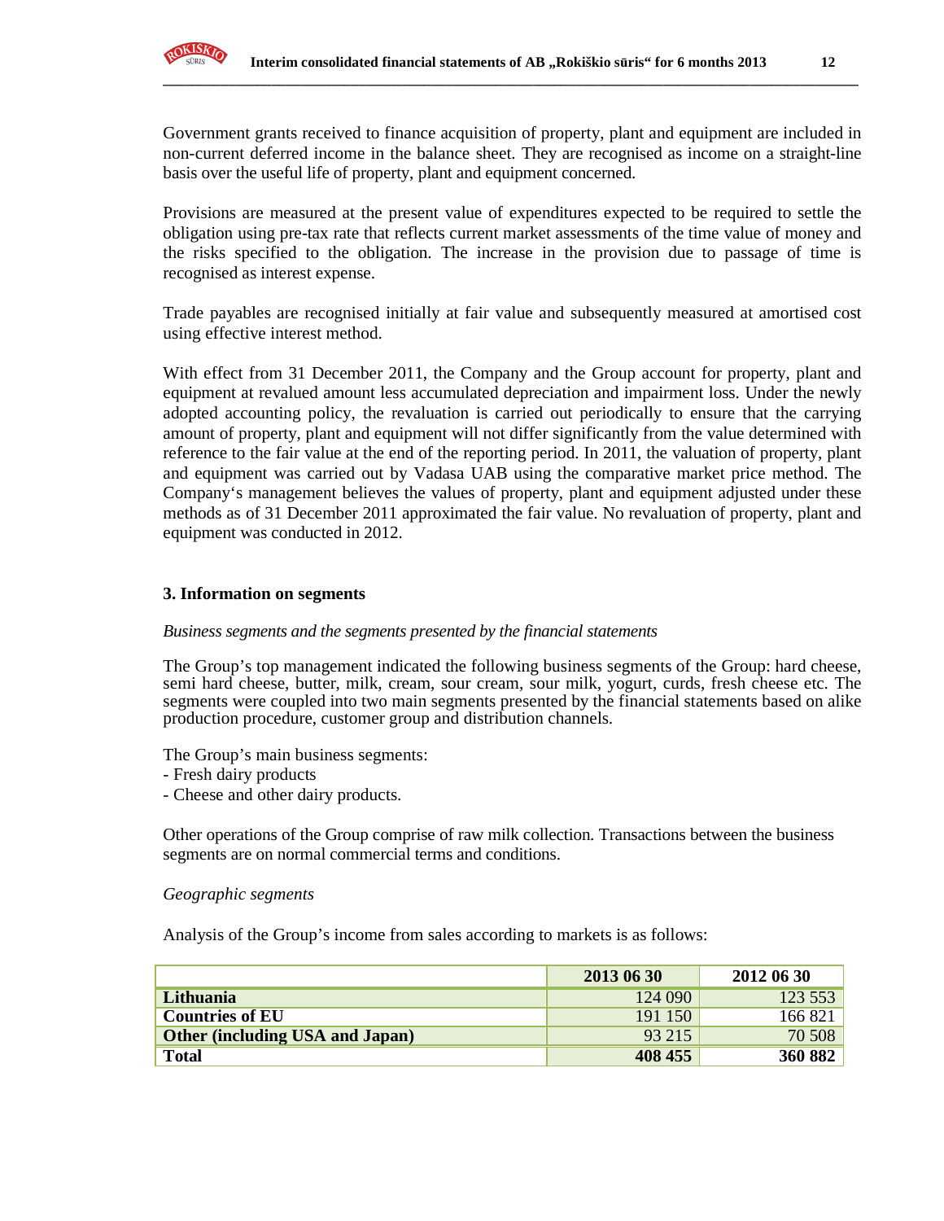Government grants received to finance acquisition of property, plant and equipment are included in non-current deferred income in the balance sheet. They are recognised as income on a straight-line basis over the useful life of property, plant and equipment concerned.

Provisions are measured at the present value of expenditures expected to be required to settle the obligation using pre-tax rate that reflects current market assessments of the time value of money and the risks specified to the obligation. The increase in the provision due to passage of time is recognised as interest expense.

Trade payables are recognised initially at fair value and subsequently measured at amortised cost using effective interest method.

With effect from 31 December 2011, the Company and the Group account for property, plant and equipment at revalued amount less accumulated depreciation and impairment loss. Under the newly adopted accounting policy, the revaluation is carried out periodically to ensure that the carrying amount of property, plant and equipment will not differ significantly from the value determined with reference to the fair value at the end of the reporting period. In 2011, the valuation of property, plant and equipment was carried out by Vadasa UAB using the comparative market price method. The Company's management believes the values of property, plant and equipment adjusted under these methods as of 31 December 2011 approximated the fair value. No revaluation of property, plant and equipment was conducted in 2012.

## 3. Information on segments

*Business segments and the segments presented by the financial statements*

The Group's top management indicated the following business segments of the Group: hard cheese, semi hard cheese, butter, milk, cream, sour cream, sour milk, yogurt, curds, fresh cheese etc. The segments were coupled into two main segments presented by the financial statements based on alike production procedure, customer group and distribution channels.

The Group's main business segments:
- Fresh dairy products
- Cheese and other dairy products.

Other operations of the Group comprise of raw milk collection. Transactions between the business segments are on normal commercial terms and conditions.

*Geographic segments*

Analysis of the Group's income from sales according to markets is as follows:

| | 2013 06 30 | 2012 06 30 |
|---|---|---|
| **Lithuania** | 124 090 | 123 553 |
| **Countries of EU** | 191 150 | 166 821 |
| **Other (including USA and Japan)** | 93 215 | 70 508 |
| **Total** | **408 455** | **360 882** |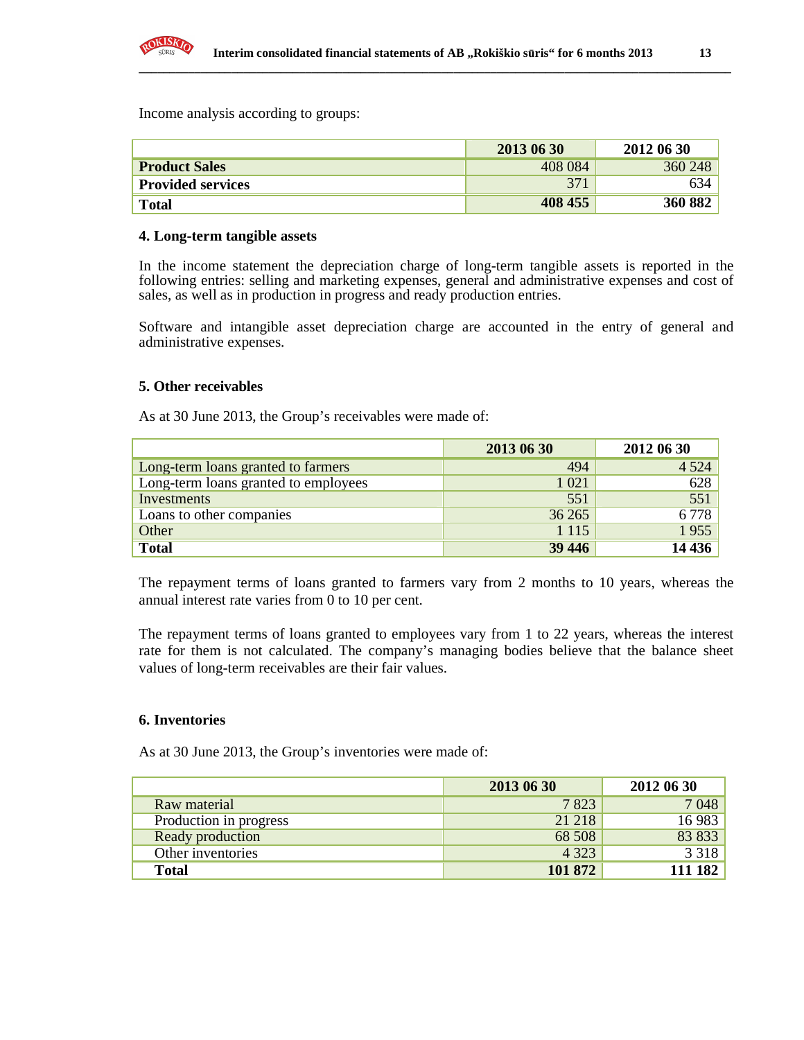Income analysis according to groups:

| | 2013 06 30 | 2012 06 30 |
|---|---|---|
| **Product Sales** | 408 084 | 360 248 |
| **Provided services** | 371 | 634 |
| **Total** | **408 455** | **360 882** |

**4. Long-term tangible assets**

In the income statement the depreciation charge of long-term tangible assets is reported in the following entries: selling and marketing expenses, general and administrative expenses and cost of sales, as well as in production in progress and ready production entries.

Software and intangible asset depreciation charge are accounted in the entry of general and administrative expenses.

**5. Other receivables**

As at 30 June 2013, the Group's receivables were made of:

| | 2013 06 30 | 2012 06 30 |
|---|---|---|
| Long-term loans granted to farmers | 494 | 4 524 |
| Long-term loans granted to employees | 1 021 | 628 |
| Investments | 551 | 551 |
| Loans to other companies | 36 265 | 6 778 |
| Other | 1 115 | 1 955 |
| **Total** | **39 446** | **14 436** |

The repayment terms of loans granted to farmers vary from 2 months to 10 years, whereas the annual interest rate varies from 0 to 10 per cent.

The repayment terms of loans granted to employees vary from 1 to 22 years, whereas the interest rate for them is not calculated. The company's managing bodies believe that the balance sheet values of long-term receivables are their fair values.

**6. Inventories**

As at 30 June 2013, the Group's inventories were made of:

| | 2013 06 30 | 2012 06 30 |
|---|---|---|
| Raw material | 7 823 | 7 048 |
| Production in progress | 21 218 | 16 983 |
| Ready production | 68 508 | 83 833 |
| Other inventories | 4 323 | 3 318 |
| **Total** | **101 872** | **111 182** |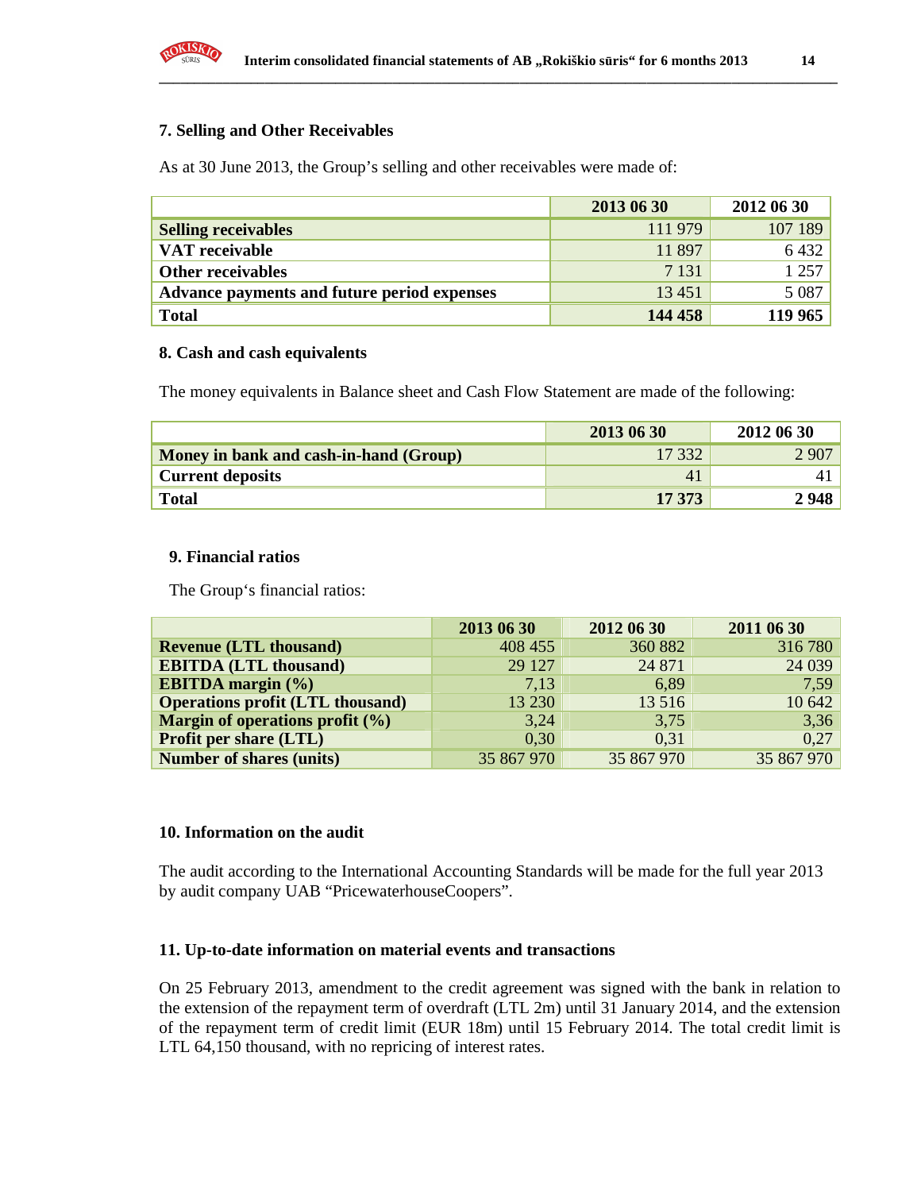### 7. Selling and Other Receivables

As at 30 June 2013, the Group's selling and other receivables were made of:

| | 2013 06 30 | 2012 06 30 |
|---|---|---|
| **Selling receivables** | 111 979 | 107 189 |
| **VAT receivable** | 11 897 | 6 432 |
| **Other receivables** | 7 131 | 1 257 |
| **Advance payments and future period expenses** | 13 451 | 5 087 |
| **Total** | **144 458** | **119 965** |

### 8. Cash and cash equivalents

The money equivalents in Balance sheet and Cash Flow Statement are made of the following:

| | 2013 06 30 | 2012 06 30 |
|---|---|---|
| **Money in bank and cash-in-hand (Group)** | 17 332 | 2 907 |
| **Current deposits** | 41 | 41 |
| **Total** | **17 373** | **2 948** |

### 9. Financial ratios

The Group's financial ratios:

| | 2013 06 30 | 2012 06 30 | 2011 06 30 |
|---|---|---|---|
| **Revenue (LTL thousand)** | 408 455 | 360 882 | 316 780 |
| **EBITDA (LTL thousand)** | 29 127 | 24 871 | 24 039 |
| **EBITDA margin (%)** | 7,13 | 6,89 | 7,59 |
| **Operations profit (LTL thousand)** | 13 230 | 13 516 | 10 642 |
| **Margin of operations profit (%)** | 3,24 | 3,75 | 3,36 |
| **Profit per share (LTL)** | 0,30 | 0,31 | 0,27 |
| **Number of shares (units)** | 35 867 970 | 35 867 970 | 35 867 970 |

### 10. Information on the audit

The audit according to the International Accounting Standards will be made for the full year 2013 by audit company UAB "PricewaterhouseCoopers".

### 11. Up-to-date information on material events and transactions

On 25 February 2013, amendment to the credit agreement was signed with the bank in relation to the extension of the repayment term of overdraft (LTL 2m) until 31 January 2014, and the extension of the repayment term of credit limit (EUR 18m) until 15 February 2014. The total credit limit is LTL 64,150 thousand, with no repricing of interest rates.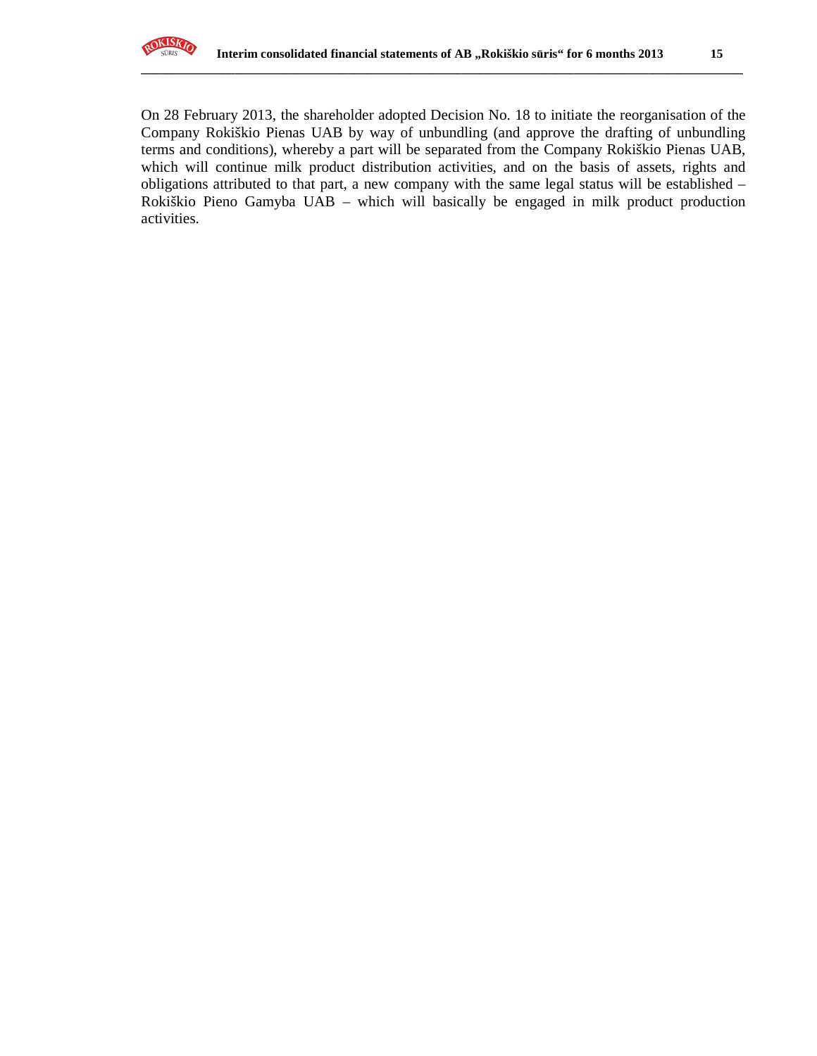On 28 February 2013, the shareholder adopted Decision No. 18 to initiate the reorganisation of the Company Rokiškio Pienas UAB by way of unbundling (and approve the drafting of unbundling terms and conditions), whereby a part will be separated from the Company Rokiškio Pienas UAB, which will continue milk product distribution activities, and on the basis of assets, rights and obligations attributed to that part, a new company with the same legal status will be established – Rokiškio Pieno Gamyba UAB – which will basically be engaged in milk product production activities.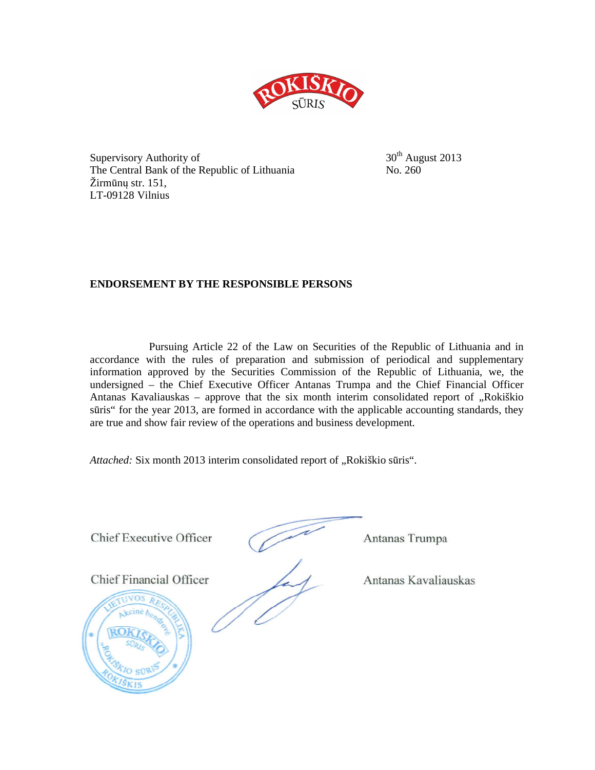Supervisory Authority of
The Central Bank of the Republic of Lithuania
Žirmūnų str. 151,
LT-09128 Vilnius

30th August 2013
No. 260

**ENDORSEMENT BY THE RESPONSIBLE PERSONS**

Pursuing Article 22 of the Law on Securities of the Republic of Lithuania and in accordance with the rules of preparation and submission of periodical and supplementary information approved by the Securities Commission of the Republic of Lithuania, we, the undersigned – the Chief Executive Officer Antanas Trumpa and the Chief Financial Officer Antanas Kavaliauskas – approve that the six month interim consolidated report of „Rokiškio sūris“ for the year 2013, are formed in accordance with the applicable accounting standards, they are true and show fair review of the operations and business development.

*Attached:* Six month 2013 interim consolidated report of „Rokiškio sūris“.

Chief Executive Officer Antanas Trumpa

Chief Financial Officer Antanas Kavaliauskas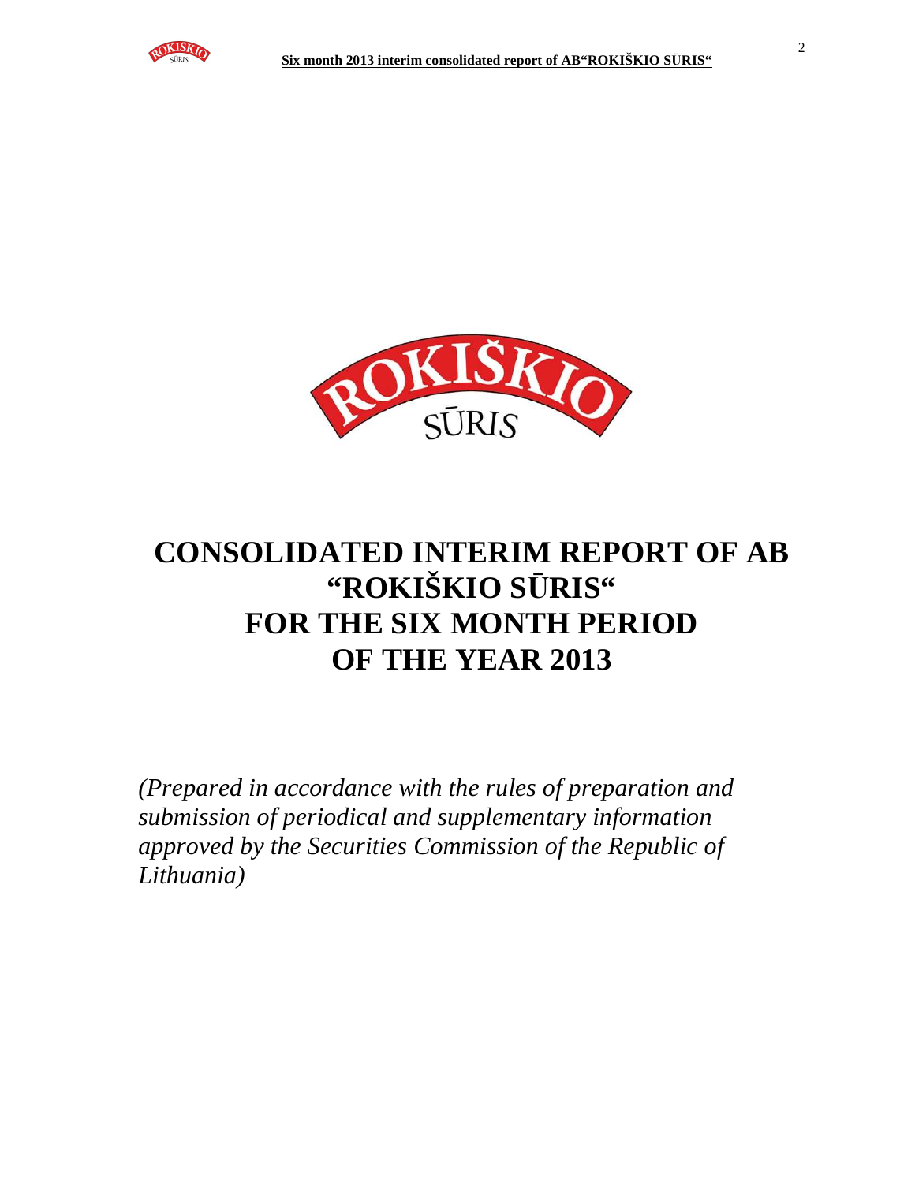# CONSOLIDATED INTERIM REPORT OF AB "ROKIŠKIO SŪRIS" FOR THE SIX MONTH PERIOD OF THE YEAR 2013

*(Prepared in accordance with the rules of preparation and submission of periodical and supplementary information approved by the Securities Commission of the Republic of Lithuania)*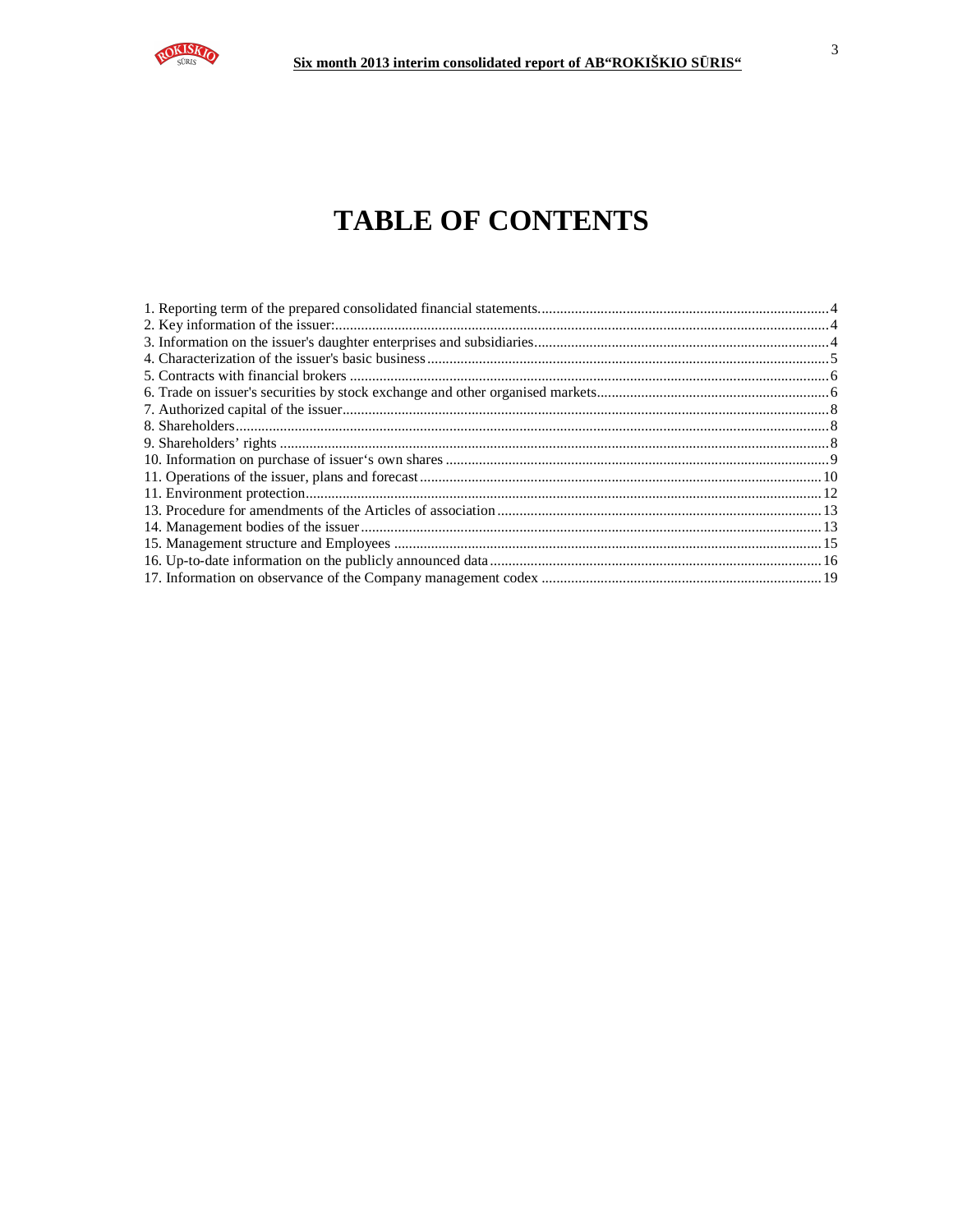# TABLE OF CONTENTS

1. Reporting term of the prepared consolidated financial statements....4
2. Key information of the issuer:....4
3. Information on the issuer's daughter enterprises and subsidiaries....4
4. Characterization of the issuer's basic business....5
5. Contracts with financial brokers....6
6. Trade on issuer's securities by stock exchange and other organised markets....6
7. Authorized capital of the issuer....8
8. Shareholders....8
9. Shareholders' rights....8
10. Information on purchase of issuer's own shares....9
11. Operations of the issuer, plans and forecast....10
11. Environment protection....12
13. Procedure for amendments of the Articles of association....13
14. Management bodies of the issuer....13
15. Management structure and Employees....15
16. Up-to-date information on the publicly announced data....16
17. Information on observance of the Company management codex....19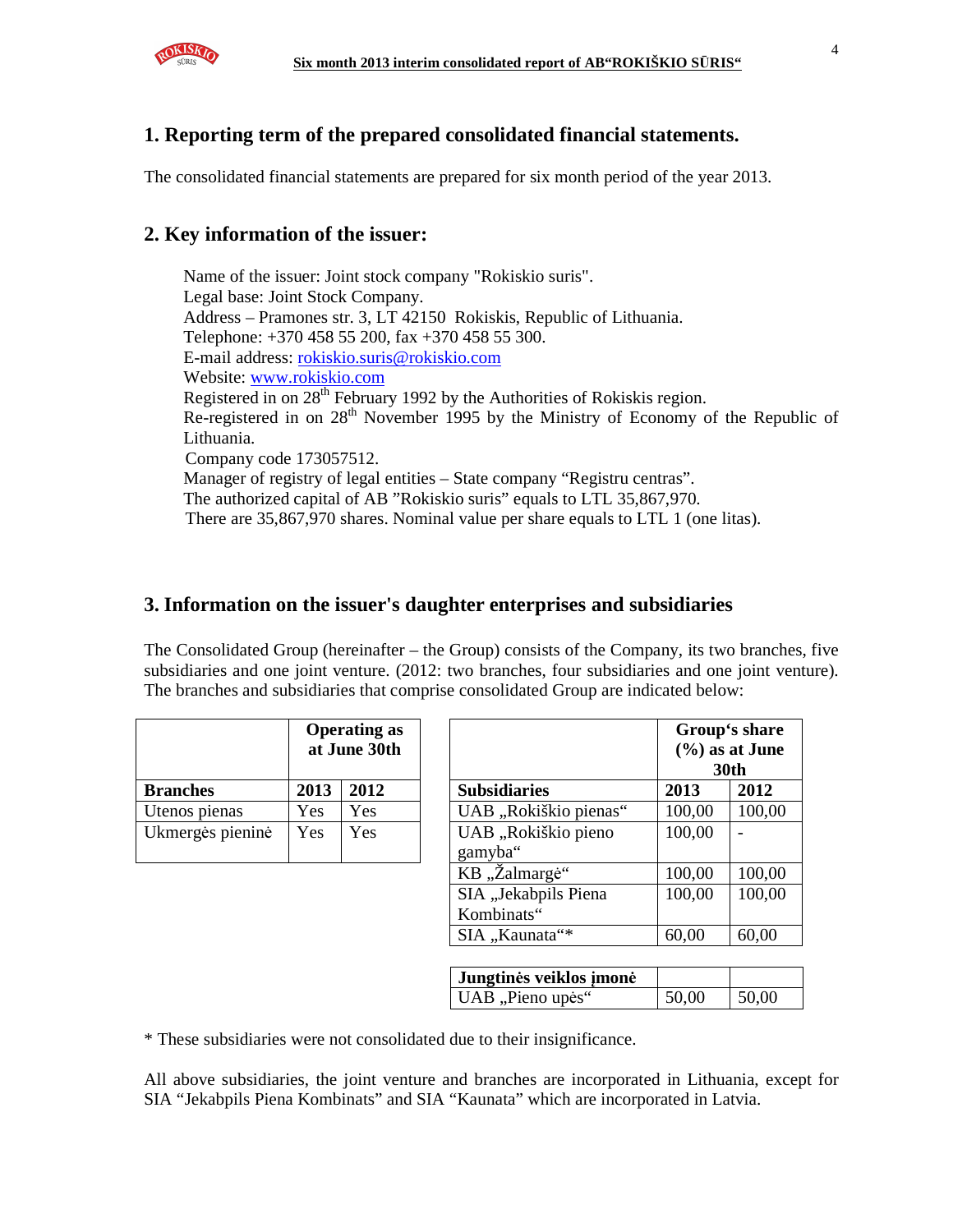## 1. Reporting term of the prepared consolidated financial statements.

The consolidated financial statements are prepared for six month period of the year 2013.

## 2. Key information of the issuer:

Name of the issuer: Joint stock company "Rokiskio suris".
Legal base: Joint Stock Company.
Address – Pramones str. 3, LT 42150 Rokiskis, Republic of Lithuania.
Telephone: +370 458 55 200, fax +370 458 55 300.
E-mail address: rokiskio.suris@rokiskio.com
Website: www.rokiskio.com
Registered in on 28th February 1992 by the Authorities of Rokiskis region.
Re-registered in on 28th November 1995 by the Ministry of Economy of the Republic of Lithuania.
Company code 173057512.
Manager of registry of legal entities – State company "Registru centras".
The authorized capital of AB "Rokiskio suris" equals to LTL 35,867,970.
There are 35,867,970 shares. Nominal value per share equals to LTL 1 (one litas).

## 3. Information on the issuer's daughter enterprises and subsidiaries

The Consolidated Group (hereinafter – the Group) consists of the Company, its two branches, five subsidiaries and one joint venture. (2012: two branches, four subsidiaries and one joint venture). The branches and subsidiaries that comprise consolidated Group are indicated below:

| | **Operating as at June 30th** | |
|---|---|---|
| **Branches** | **2013** | **2012** |
| Utenos pienas | Yes | Yes |
| Ukmergės pieninė | Yes | Yes |

| | **Group's share (%) as at June 30th** | |
|---|---|---|
| **Subsidiaries** | **2013** | **2012** |
| UAB „Rokiškio pienas" | 100,00 | 100,00 |
| UAB „Rokiškio pieno gamyba" | 100,00 | - |
| KB „Žalmargė" | 100,00 | 100,00 |
| SIA „Jekabpils Piena Kombinats" | 100,00 | 100,00 |
| SIA „Kaunata"* | 60,00 | 60,00 |

| **Jungtinės veiklos įmonė** | | |
|---|---|---|
| UAB „Pieno upės" | 50,00 | 50,00 |

* These subsidiaries were not consolidated due to their insignificance.

All above subsidiaries, the joint venture and branches are incorporated in Lithuania, except for SIA "Jekabpils Piena Kombinats" and SIA "Kaunata" which are incorporated in Latvia.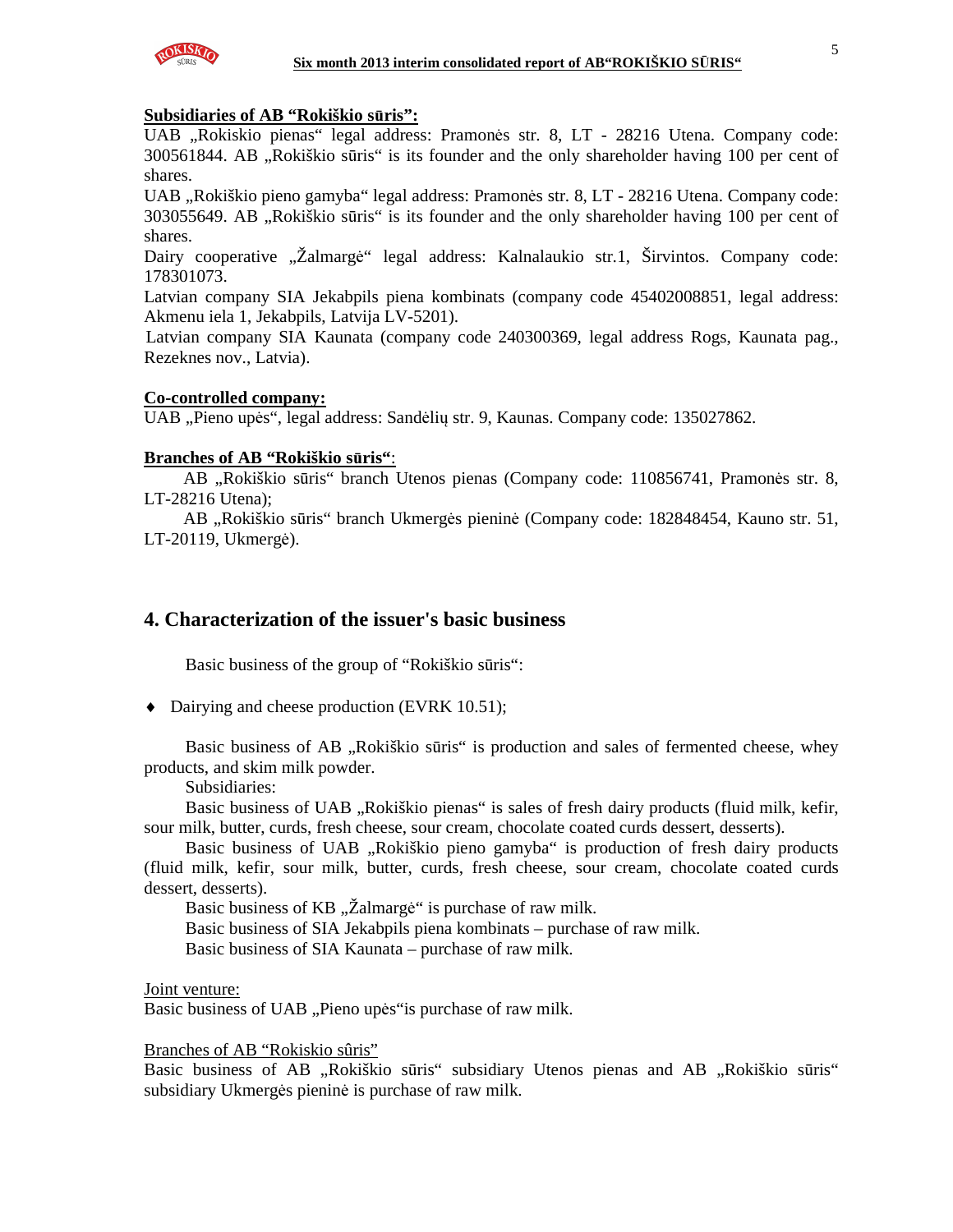**Subsidiaries of AB “Rokiškio sūris”:**

UAB „Rokiskio pienas“ legal address: Pramonės str. 8, LT - 28216 Utena. Company code: 300561844. AB „Rokiškio sūris“ is its founder and the only shareholder having 100 per cent of shares.

UAB „Rokiškio pieno gamyba“ legal address: Pramonės str. 8, LT - 28216 Utena. Company code: 303055649. AB „Rokiškio sūris“ is its founder and the only shareholder having 100 per cent of shares.

Dairy cooperative „Žalmargė“ legal address: Kalnalaukio str.1, Širvintos. Company code: 178301073.

Latvian company SIA Jekabpils piena kombinats (company code 45402008851, legal address: Akmenu iela 1, Jekabpils, Latvija LV-5201).

Latvian company SIA Kaunata (company code 240300369, legal address Rogs, Kaunata pag., Rezeknes nov., Latvia).

**Co-controlled company:**

UAB „Pieno upės“, legal address: Sandėlių str. 9, Kaunas. Company code: 135027862.

**Branches of AB “Rokiškio sūris“**:

AB „Rokiškio sūris“ branch Utenos pienas (Company code: 110856741, Pramonės str. 8, LT-28216 Utena);

AB „Rokiškio sūris“ branch Ukmergės pieninė (Company code: 182848454, Kauno str. 51, LT-20119, Ukmergė).

## 4. Characterization of the issuer's basic business

Basic business of the group of “Rokiškio sūris“:

- Dairying and cheese production (EVRK 10.51);

Basic business of AB „Rokiškio sūris“ is production and sales of fermented cheese, whey products, and skim milk powder.

Subsidiaries:

Basic business of UAB „Rokiškio pienas“ is sales of fresh dairy products (fluid milk, kefir, sour milk, butter, curds, fresh cheese, sour cream, chocolate coated curds dessert, desserts).

Basic business of UAB „Rokiškio pieno gamyba“ is production of fresh dairy products (fluid milk, kefir, sour milk, butter, curds, fresh cheese, sour cream, chocolate coated curds dessert, desserts).

Basic business of KB „Žalmargė“ is purchase of raw milk.

Basic business of SIA Jekabpils piena kombinats – purchase of raw milk.

Basic business of SIA Kaunata – purchase of raw milk.

Joint venture:

Basic business of UAB „Pieno upės“is purchase of raw milk.

Branches of AB “Rokiskio sûris”

Basic business of AB „Rokiškio sūris“ subsidiary Utenos pienas and AB „Rokiškio sūris“ subsidiary Ukmergės pieninė is purchase of raw milk.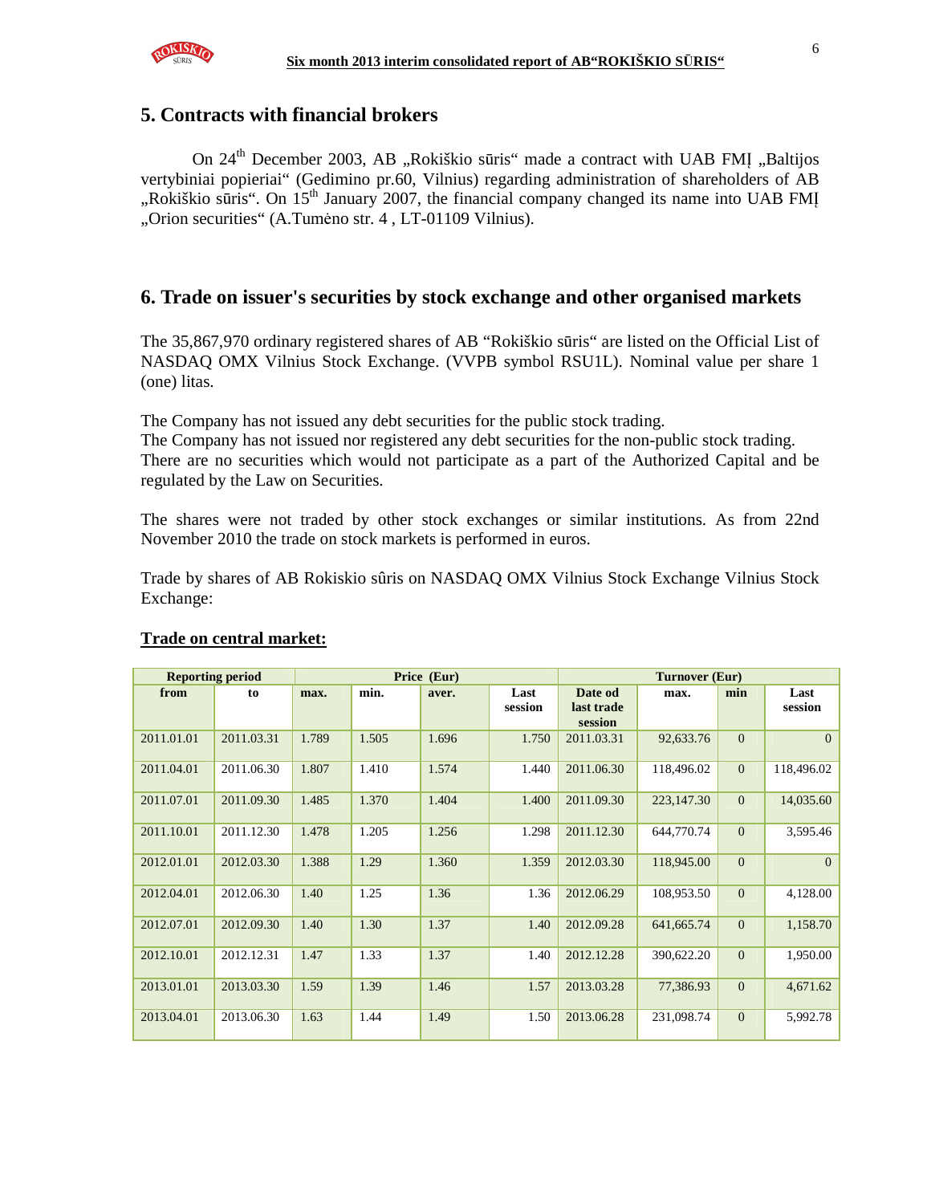## 5. Contracts with financial brokers

On 24th December 2003, AB „Rokiškio sūris“ made a contract with UAB FMĮ „Baltijos vertybiniai popieriai“ (Gedimino pr.60, Vilnius) regarding administration of shareholders of AB „Rokiškio sūris“. On 15th January 2007, the financial company changed its name into UAB FMĮ „Orion securities“ (A.Tumėno str. 4 , LT-01109 Vilnius).

## 6. Trade on issuer's securities by stock exchange and other organised markets

The 35,867,970 ordinary registered shares of AB “Rokiškio sūris“ are listed on the Official List of NASDAQ OMX Vilnius Stock Exchange. (VVPB symbol RSU1L). Nominal value per share 1 (one) litas.

The Company has not issued any debt securities for the public stock trading.
The Company has not issued nor registered any debt securities for the non-public stock trading.
There are no securities which would not participate as a part of the Authorized Capital and be regulated by the Law on Securities.

The shares were not traded by other stock exchanges or similar institutions. As from 22nd November 2010 the trade on stock markets is performed in euros.

Trade by shares of AB Rokiskio sûris on NASDAQ OMX Vilnius Stock Exchange Vilnius Stock Exchange:

**Trade on central market:**

| Reporting period | | Price (Eur) | | | | Turnover (Eur) | | | |
|---|---|---|---|---|---|---|---|---|---|
| from | to | max. | min. | aver. | Last session | Date od last trade session | max. | min | Last session |
| 2011.01.01 | 2011.03.31 | 1.789 | 1.505 | 1.696 | 1.750 | 2011.03.31 | 92,633.76 | 0 | 0 |
| 2011.04.01 | 2011.06.30 | 1.807 | 1.410 | 1.574 | 1.440 | 2011.06.30 | 118,496.02 | 0 | 118,496.02 |
| 2011.07.01 | 2011.09.30 | 1.485 | 1.370 | 1.404 | 1.400 | 2011.09.30 | 223,147.30 | 0 | 14,035.60 |
| 2011.10.01 | 2011.12.30 | 1.478 | 1.205 | 1.256 | 1.298 | 2011.12.30 | 644,770.74 | 0 | 3,595.46 |
| 2012.01.01 | 2012.03.30 | 1.388 | 1.29 | 1.360 | 1.359 | 2012.03.30 | 118,945.00 | 0 | 0 |
| 2012.04.01 | 2012.06.30 | 1.40 | 1.25 | 1.36 | 1.36 | 2012.06.29 | 108,953.50 | 0 | 4,128.00 |
| 2012.07.01 | 2012.09.30 | 1.40 | 1.30 | 1.37 | 1.40 | 2012.09.28 | 641,665.74 | 0 | 1,158.70 |
| 2012.10.01 | 2012.12.31 | 1.47 | 1.33 | 1.37 | 1.40 | 2012.12.28 | 390,622.20 | 0 | 1,950.00 |
| 2013.01.01 | 2013.03.30 | 1.59 | 1.39 | 1.46 | 1.57 | 2013.03.28 | 77,386.93 | 0 | 4,671.62 |
| 2013.04.01 | 2013.06.30 | 1.63 | 1.44 | 1.49 | 1.50 | 2013.06.28 | 231,098.74 | 0 | 5,992.78 |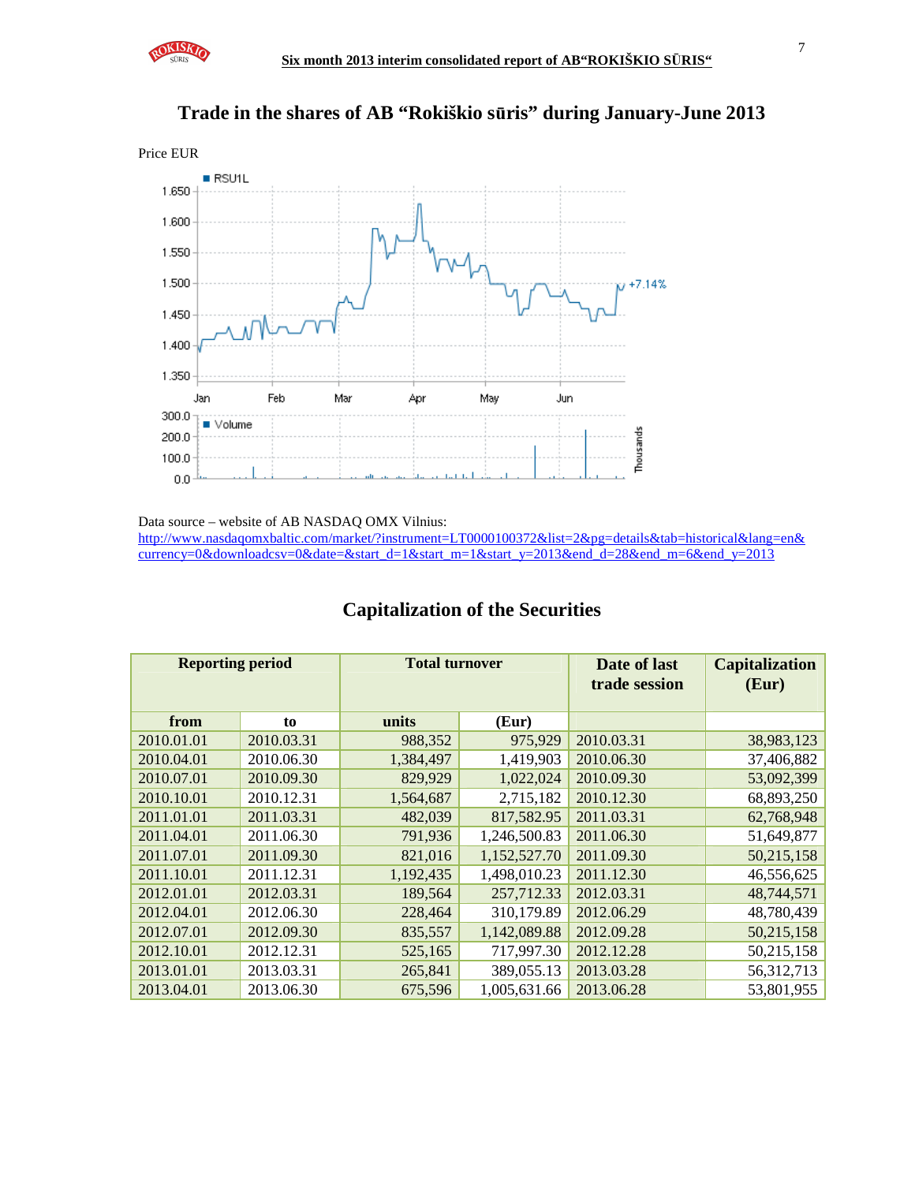## Trade in the shares of AB "Rokiškio sūris" during January-June 2013

Price EUR

Data source – website of AB NASDAQ OMX Vilnius:
http://www.nasdaqomxbaltic.com/market/?instrument=LT0000100372&list=2&pg=details&tab=historical&lang=en&currency=0&downloadcsv=0&date=&start_d=1&start_m=1&start_y=2013&end_d=28&end_m=6&end_y=2013

## Capitalization of the Securities

| Reporting period | | Total turnover | | Date of last trade session | Capitalization (Eur) |
|---|---|---|---|---|---|
| from | to | units | (Eur) | | |
| 2010.01.01 | 2010.03.31 | 988,352 | 975,929 | 2010.03.31 | 38,983,123 |
| 2010.04.01 | 2010.06.30 | 1,384,497 | 1,419,903 | 2010.06.30 | 37,406,882 |
| 2010.07.01 | 2010.09.30 | 829,929 | 1,022,024 | 2010.09.30 | 53,092,399 |
| 2010.10.01 | 2010.12.31 | 1,564,687 | 2,715,182 | 2010.12.30 | 68,893,250 |
| 2011.01.01 | 2011.03.31 | 482,039 | 817,582.95 | 2011.03.31 | 62,768,948 |
| 2011.04.01 | 2011.06.30 | 791,936 | 1,246,500.83 | 2011.06.30 | 51,649,877 |
| 2011.07.01 | 2011.09.30 | 821,016 | 1,152,527.70 | 2011.09.30 | 50,215,158 |
| 2011.10.01 | 2011.12.31 | 1,192,435 | 1,498,010.23 | 2011.12.30 | 46,556,625 |
| 2012.01.01 | 2012.03.31 | 189,564 | 257,712.33 | 2012.03.31 | 48,744,571 |
| 2012.04.01 | 2012.06.30 | 228,464 | 310,179.89 | 2012.06.29 | 48,780,439 |
| 2012.07.01 | 2012.09.30 | 835,557 | 1,142,089.88 | 2012.09.28 | 50,215,158 |
| 2012.10.01 | 2012.12.31 | 525,165 | 717,997.30 | 2012.12.28 | 50,215,158 |
| 2013.01.01 | 2013.03.31 | 265,841 | 389,055.13 | 2013.03.28 | 56,312,713 |
| 2013.04.01 | 2013.06.30 | 675,596 | 1,005,631.66 | 2013.06.28 | 53,801,955 |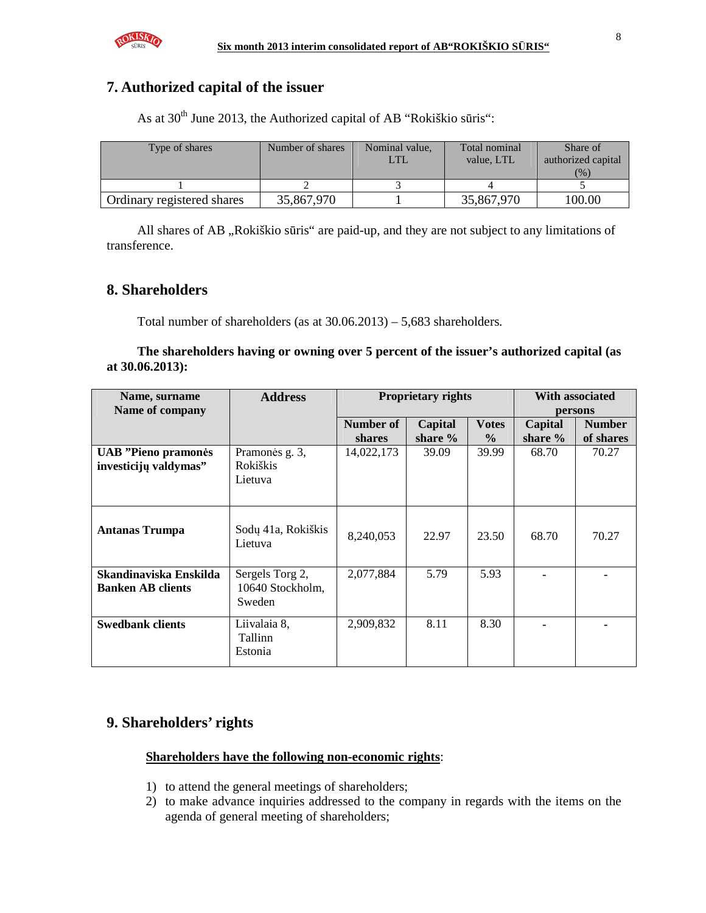## 7. Authorized capital of the issuer

As at 30th June 2013, the Authorized capital of AB "Rokiškio sūris":

| Type of shares | Number of shares | Nominal value, LTL | Total nominal value, LTL | Share of authorized capital (%) |
|---|---|---|---|---|
| 1 | 2 | 3 | 4 | 5 |
| Ordinary registered shares | 35,867,970 | 1 | 35,867,970 | 100.00 |

All shares of AB „Rokiškio sūris" are paid-up, and they are not subject to any limitations of transference.

## 8. Shareholders

Total number of shareholders (as at 30.06.2013) – 5,683 shareholders.

**The shareholders having or owning over 5 percent of the issuer's authorized capital (as at 30.06.2013):**

| Name, surname Name of company | Address | Proprietary rights | | | With associated persons | |
|---|---|---|---|---|---|---|
| | | Number of shares | Capital share % | Votes % | Capital share % | Number of shares |
| **UAB "Pieno pramonės investicijų valdymas"** | Pramonės g. 3, Rokiškis Lietuva | 14,022,173 | 39.09 | 39.99 | 68.70 | 70.27 |
| **Antanas Trumpa** | Sodų 41a, Rokiškis Lietuva | 8,240,053 | 22.97 | 23.50 | 68.70 | 70.27 |
| **Skandinaviska Enskilda Banken AB clients** | Sergels Torg 2, 10640 Stockholm, Sweden | 2,077,884 | 5.79 | 5.93 | - | - |
| **Swedbank clients** | Liivalaia 8, Tallinn Estonia | 2,909,832 | 8.11 | 8.30 | - | - |

## 9. Shareholders' rights

**Shareholders have the following non-economic rights**:

1) to attend the general meetings of shareholders;
2) to make advance inquiries addressed to the company in regards with the items on the agenda of general meeting of shareholders;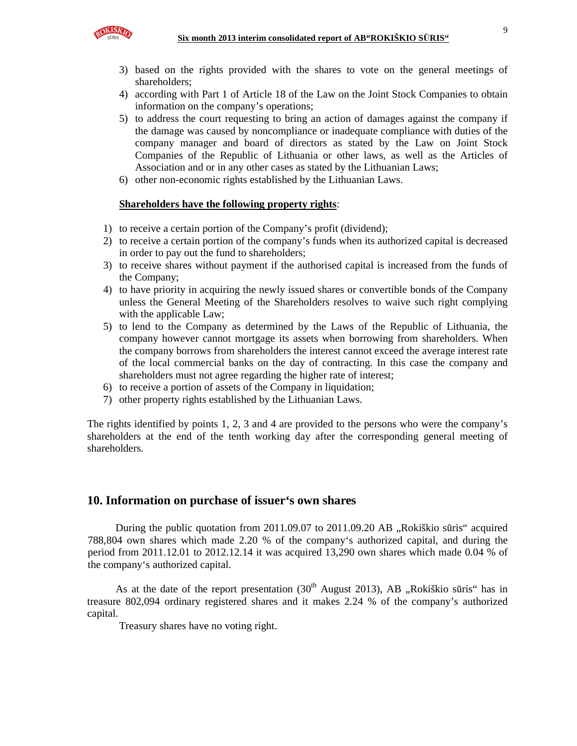3) based on the rights provided with the shares to vote on the general meetings of shareholders;
4) according with Part 1 of Article 18 of the Law on the Joint Stock Companies to obtain information on the company's operations;
5) to address the court requesting to bring an action of damages against the company if the damage was caused by noncompliance or inadequate compliance with duties of the company manager and board of directors as stated by the Law on Joint Stock Companies of the Republic of Lithuania or other laws, as well as the Articles of Association and or in any other cases as stated by the Lithuanian Laws;
6) other non-economic rights established by the Lithuanian Laws.

**Shareholders have the following property rights**:

1) to receive a certain portion of the Company's profit (dividend);
2) to receive a certain portion of the company's funds when its authorized capital is decreased in order to pay out the fund to shareholders;
3) to receive shares without payment if the authorised capital is increased from the funds of the Company;
4) to have priority in acquiring the newly issued shares or convertible bonds of the Company unless the General Meeting of the Shareholders resolves to waive such right complying with the applicable Law;
5) to lend to the Company as determined by the Laws of the Republic of Lithuania, the company however cannot mortgage its assets when borrowing from shareholders. When the company borrows from shareholders the interest cannot exceed the average interest rate of the local commercial banks on the day of contracting. In this case the company and shareholders must not agree regarding the higher rate of interest;
6) to receive a portion of assets of the Company in liquidation;
7) other property rights established by the Lithuanian Laws.

The rights identified by points 1, 2, 3 and 4 are provided to the persons who were the company's shareholders at the end of the tenth working day after the corresponding general meeting of shareholders.

## 10. Information on purchase of issuer's own shares

During the public quotation from 2011.09.07 to 2011.09.20 AB „Rokiškio sūris" acquired 788,804 own shares which made 2.20 % of the company's authorized capital, and during the period from 2011.12.01 to 2012.12.14 it was acquired 13,290 own shares which made 0.04 % of the company's authorized capital.

As at the date of the report presentation (30th August 2013), AB „Rokiškio sūris" has in treasure 802,094 ordinary registered shares and it makes 2.24 % of the company's authorized capital.

Treasury shares have no voting right.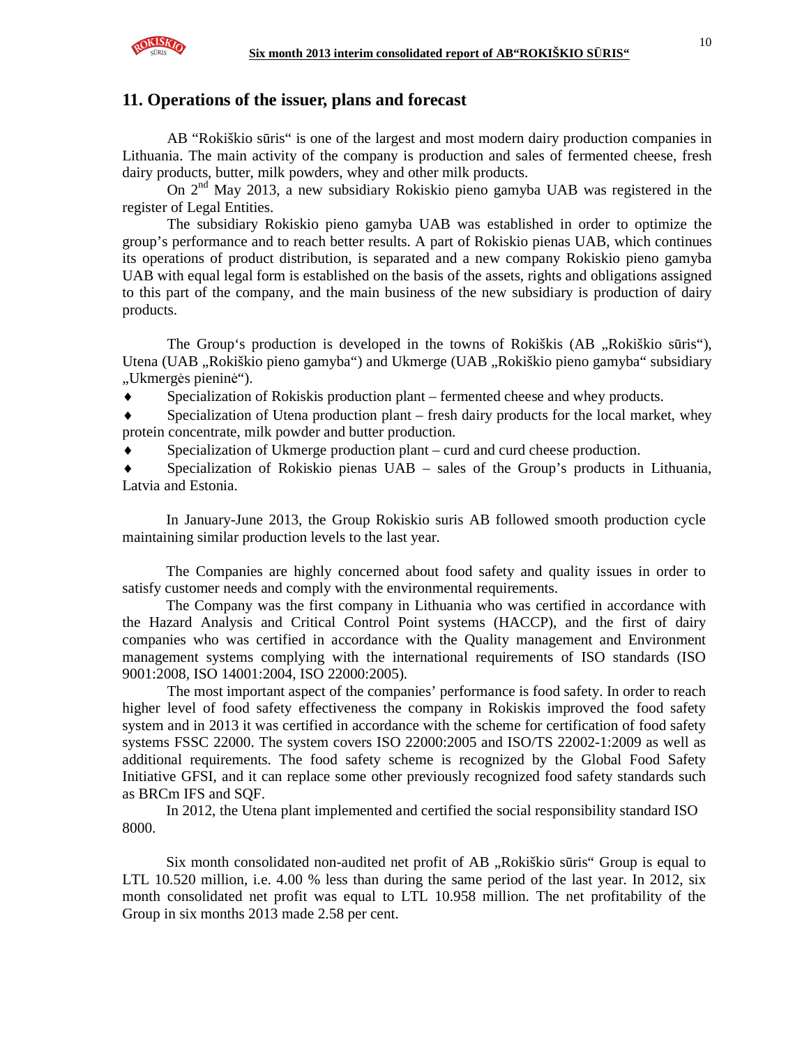## 11. Operations of the issuer, plans and forecast

AB "Rokiškio sūris" is one of the largest and most modern dairy production companies in Lithuania. The main activity of the company is production and sales of fermented cheese, fresh dairy products, butter, milk powders, whey and other milk products.

On 2nd May 2013, a new subsidiary Rokiskio pieno gamyba UAB was registered in the register of Legal Entities.

The subsidiary Rokiskio pieno gamyba UAB was established in order to optimize the group's performance and to reach better results. A part of Rokiskio pienas UAB, which continues its operations of product distribution, is separated and a new company Rokiskio pieno gamyba UAB with equal legal form is established on the basis of the assets, rights and obligations assigned to this part of the company, and the main business of the new subsidiary is production of dairy products.

The Group's production is developed in the towns of Rokiškis (AB „Rokiškio sūris"), Utena (UAB „Rokiškio pieno gamyba") and Ukmerge (UAB „Rokiškio pieno gamyba" subsidiary „Ukmergės pieninė").

- Specialization of Rokiskis production plant – fermented cheese and whey products.
- Specialization of Utena production plant – fresh dairy products for the local market, whey protein concentrate, milk powder and butter production.
- Specialization of Ukmerge production plant – curd and curd cheese production.
- Specialization of Rokiskio pienas UAB – sales of the Group's products in Lithuania, Latvia and Estonia.

In January-June 2013, the Group Rokiskio suris AB followed smooth production cycle maintaining similar production levels to the last year.

The Companies are highly concerned about food safety and quality issues in order to satisfy customer needs and comply with the environmental requirements.

The Company was the first company in Lithuania who was certified in accordance with the Hazard Analysis and Critical Control Point systems (HACCP), and the first of dairy companies who was certified in accordance with the Quality management and Environment management systems complying with the international requirements of ISO standards (ISO 9001:2008, ISO 14001:2004, ISO 22000:2005).

The most important aspect of the companies' performance is food safety. In order to reach higher level of food safety effectiveness the company in Rokiskis improved the food safety system and in 2013 it was certified in accordance with the scheme for certification of food safety systems FSSC 22000. The system covers ISO 22000:2005 and ISO/TS 22002-1:2009 as well as additional requirements. The food safety scheme is recognized by the Global Food Safety Initiative GFSI, and it can replace some other previously recognized food safety standards such as BRCm IFS and SQF.

In 2012, the Utena plant implemented and certified the social responsibility standard ISO 8000.

Six month consolidated non-audited net profit of AB „Rokiškio sūris" Group is equal to LTL 10.520 million, i.e. 4.00 % less than during the same period of the last year. In 2012, six month consolidated net profit was equal to LTL 10.958 million. The net profitability of the Group in six months 2013 made 2.58 per cent.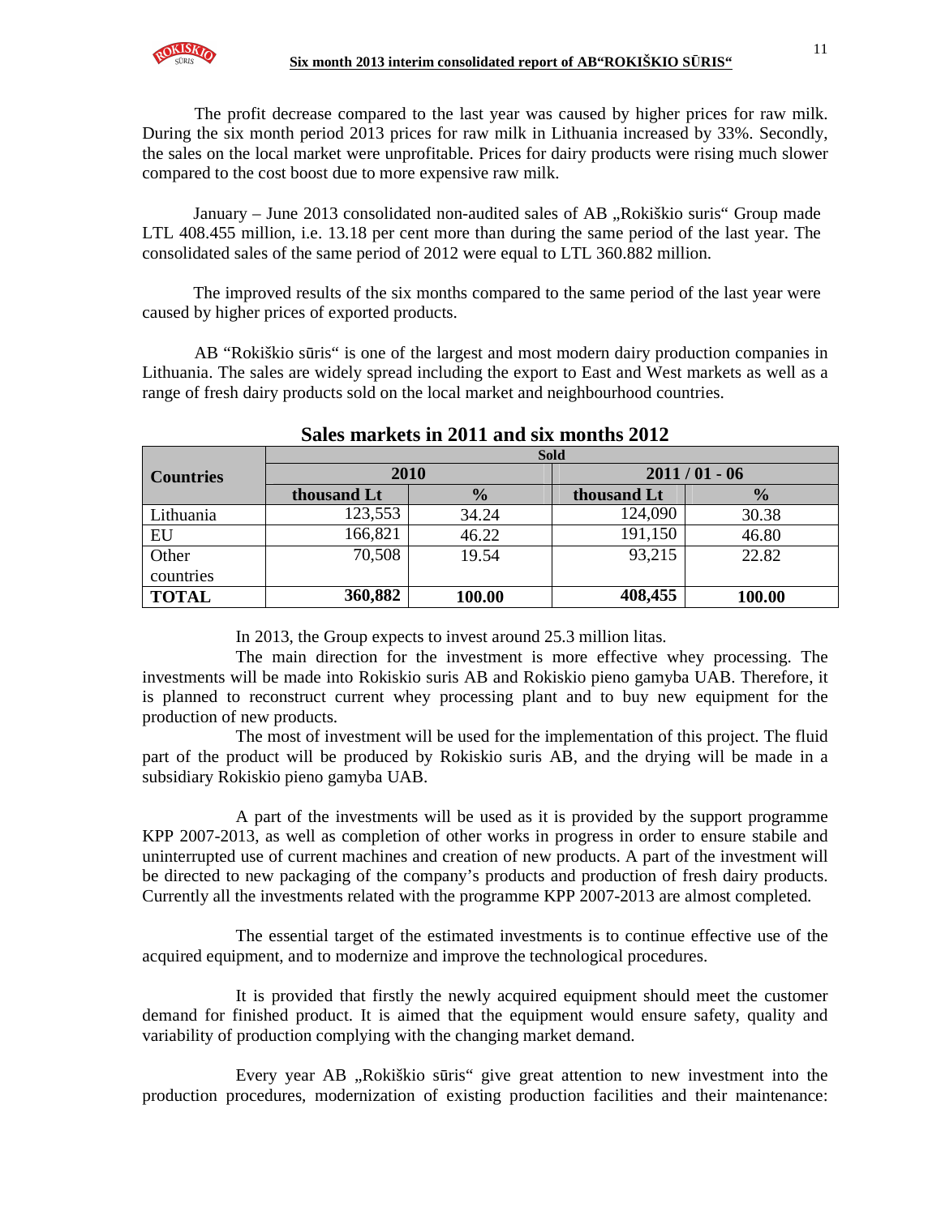The profit decrease compared to the last year was caused by higher prices for raw milk. During the six month period 2013 prices for raw milk in Lithuania increased by 33%. Secondly, the sales on the local market were unprofitable. Prices for dairy products were rising much slower compared to the cost boost due to more expensive raw milk.

January – June 2013 consolidated non-audited sales of AB „Rokiškio suris“ Group made LTL 408.455 million, i.e. 13.18 per cent more than during the same period of the last year. The consolidated sales of the same period of 2012 were equal to LTL 360.882 million.

The improved results of the six months compared to the same period of the last year were caused by higher prices of exported products.

AB "Rokiškio sūris“ is one of the largest and most modern dairy production companies in Lithuania. The sales are widely spread including the export to East and West markets as well as a range of fresh dairy products sold on the local market and neighbourhood countries.

**Sales markets in 2011 and six months 2012**

| Countries | Sold | | | |
|---|---|---|---|---|
| | 2010 | | 2011 / 01 - 06 | |
| | thousand Lt | % | thousand Lt | % |
| Lithuania | 123,553 | 34.24 | 124,090 | 30.38 |
| EU | 166,821 | 46.22 | 191,150 | 46.80 |
| Other countries | 70,508 | 19.54 | 93,215 | 22.82 |
| **TOTAL** | **360,882** | **100.00** | **408,455** | **100.00** |

In 2013, the Group expects to invest around 25.3 million litas.

The main direction for the investment is more effective whey processing. The investments will be made into Rokiskio suris AB and Rokiskio pieno gamyba UAB. Therefore, it is planned to reconstruct current whey processing plant and to buy new equipment for the production of new products.

The most of investment will be used for the implementation of this project. The fluid part of the product will be produced by Rokiskio suris AB, and the drying will be made in a subsidiary Rokiskio pieno gamyba UAB.

A part of the investments will be used as it is provided by the support programme KPP 2007-2013, as well as completion of other works in progress in order to ensure stabile and uninterrupted use of current machines and creation of new products. A part of the investment will be directed to new packaging of the company's products and production of fresh dairy products. Currently all the investments related with the programme KPP 2007-2013 are almost completed.

The essential target of the estimated investments is to continue effective use of the acquired equipment, and to modernize and improve the technological procedures.

It is provided that firstly the newly acquired equipment should meet the customer demand for finished product. It is aimed that the equipment would ensure safety, quality and variability of production complying with the changing market demand.

Every year AB „Rokiškio sūris“ give great attention to new investment into the production procedures, modernization of existing production facilities and their maintenance: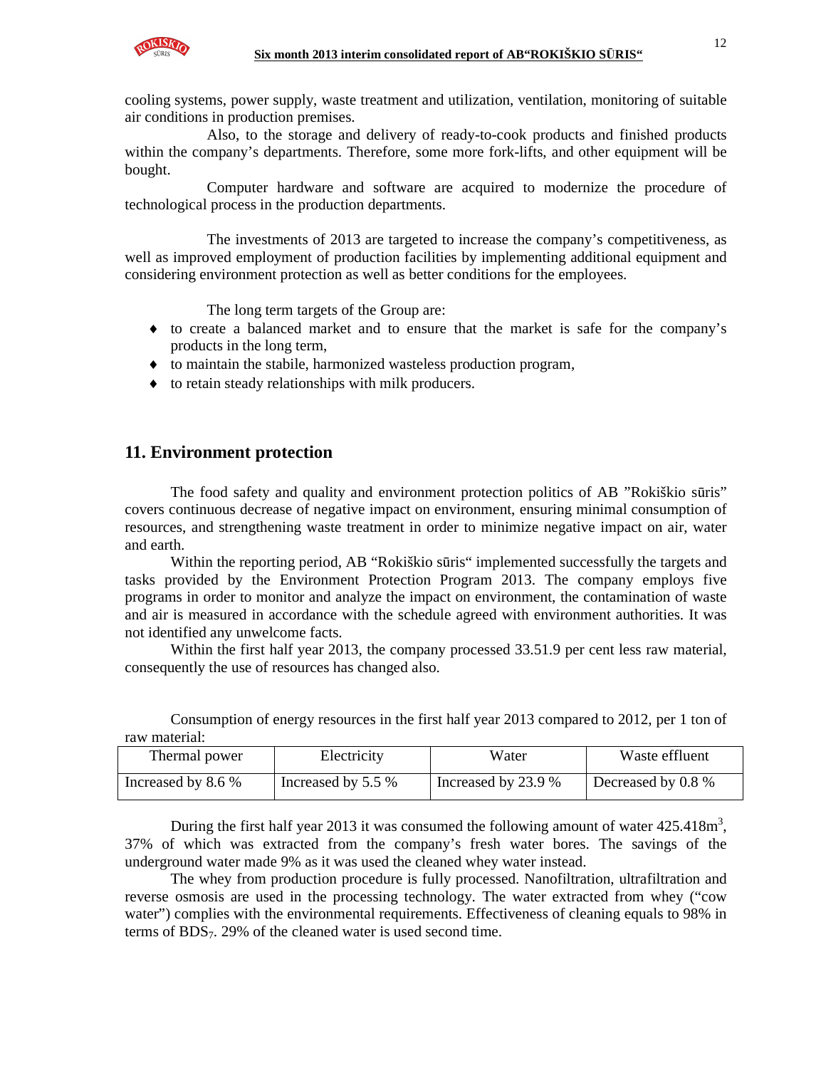cooling systems, power supply, waste treatment and utilization, ventilation, monitoring of suitable air conditions in production premises.

Also, to the storage and delivery of ready-to-cook products and finished products within the company's departments. Therefore, some more fork-lifts, and other equipment will be bought.

Computer hardware and software are acquired to modernize the procedure of technological process in the production departments.

The investments of 2013 are targeted to increase the company's competitiveness, as well as improved employment of production facilities by implementing additional equipment and considering environment protection as well as better conditions for the employees.

The long term targets of the Group are:

- to create a balanced market and to ensure that the market is safe for the company's products in the long term,
- to maintain the stabile, harmonized wasteless production program,
- to retain steady relationships with milk producers.

## 11. Environment protection

The food safety and quality and environment protection politics of AB "Rokiškio sūris" covers continuous decrease of negative impact on environment, ensuring minimal consumption of resources, and strengthening waste treatment in order to minimize negative impact on air, water and earth.

Within the reporting period, AB "Rokiškio sūris" implemented successfully the targets and tasks provided by the Environment Protection Program 2013. The company employs five programs in order to monitor and analyze the impact on environment, the contamination of waste and air is measured in accordance with the schedule agreed with environment authorities. It was not identified any unwelcome facts.

Within the first half year 2013, the company processed 33.51.9 per cent less raw material, consequently the use of resources has changed also.

Consumption of energy resources in the first half year 2013 compared to 2012, per 1 ton of raw material:

| Thermal power | Electricity | Water | Waste effluent |
|---|---|---|---|
| Increased by 8.6 % | Increased by 5.5 % | Increased by 23.9 % | Decreased by 0.8 % |

During the first half year 2013 it was consumed the following amount of water 425.418m$^3$, 37% of which was extracted from the company's fresh water bores. The savings of the underground water made 9% as it was used the cleaned whey water instead.

The whey from production procedure is fully processed. Nanofiltration, ultrafiltration and reverse osmosis are used in the processing technology. The water extracted from whey ("cow water") complies with the environmental requirements. Effectiveness of cleaning equals to 98% in terms of $BDS_7$. 29% of the cleaned water is used second time.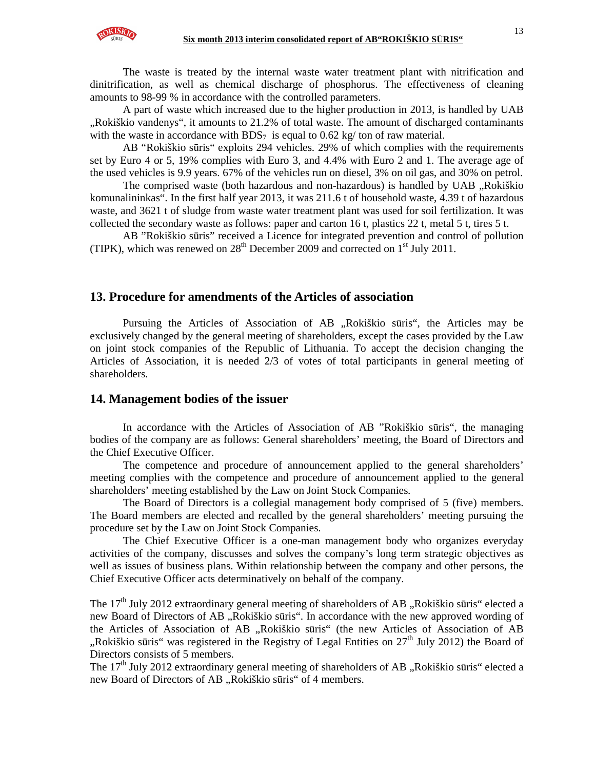The waste is treated by the internal waste water treatment plant with nitrification and dinitrification, as well as chemical discharge of phosphorus. The effectiveness of cleaning amounts to 98-99 % in accordance with the controlled parameters.

A part of waste which increased due to the higher production in 2013, is handled by UAB „Rokiškio vandenys", it amounts to 21.2% of total waste. The amount of discharged contaminants with the waste in accordance with $BDS_7$ is equal to 0.62 kg/ ton of raw material.

AB "Rokiškio sūris" exploits 294 vehicles. 29% of which complies with the requirements set by Euro 4 or 5, 19% complies with Euro 3, and 4.4% with Euro 2 and 1. The average age of the used vehicles is 9.9 years. 67% of the vehicles run on diesel, 3% on oil gas, and 30% on petrol.

The comprised waste (both hazardous and non-hazardous) is handled by UAB „Rokiškio komunalininkas". In the first half year 2013, it was 211.6 t of household waste, 4.39 t of hazardous waste, and 3621 t of sludge from waste water treatment plant was used for soil fertilization. It was collected the secondary waste as follows: paper and carton 16 t, plastics 22 t, metal 5 t, tires 5 t.

AB "Rokiškio sūris" received a Licence for integrated prevention and control of pollution (TIPK), which was renewed on 28th December 2009 and corrected on 1st July 2011.

## 13. Procedure for amendments of the Articles of association

Pursuing the Articles of Association of AB „Rokiškio sūris", the Articles may be exclusively changed by the general meeting of shareholders, except the cases provided by the Law on joint stock companies of the Republic of Lithuania. To accept the decision changing the Articles of Association, it is needed 2/3 of votes of total participants in general meeting of shareholders.

## 14. Management bodies of the issuer

In accordance with the Articles of Association of AB "Rokiškio sūris", the managing bodies of the company are as follows: General shareholders' meeting, the Board of Directors and the Chief Executive Officer.

The competence and procedure of announcement applied to the general shareholders' meeting complies with the competence and procedure of announcement applied to the general shareholders' meeting established by the Law on Joint Stock Companies.

The Board of Directors is a collegial management body comprised of 5 (five) members. The Board members are elected and recalled by the general shareholders' meeting pursuing the procedure set by the Law on Joint Stock Companies.

The Chief Executive Officer is a one-man management body who organizes everyday activities of the company, discusses and solves the company's long term strategic objectives as well as issues of business plans. Within relationship between the company and other persons, the Chief Executive Officer acts determinatively on behalf of the company.

The 17th July 2012 extraordinary general meeting of shareholders of AB „Rokiškio sūris" elected a new Board of Directors of AB „Rokiškio sūris". In accordance with the new approved wording of the Articles of Association of AB „Rokiškio sūris" (the new Articles of Association of AB „Rokiškio sūris" was registered in the Registry of Legal Entities on 27th July 2012) the Board of Directors consists of 5 members.

The 17th July 2012 extraordinary general meeting of shareholders of AB „Rokiškio sūris" elected a new Board of Directors of AB „Rokiškio sūris" of 4 members.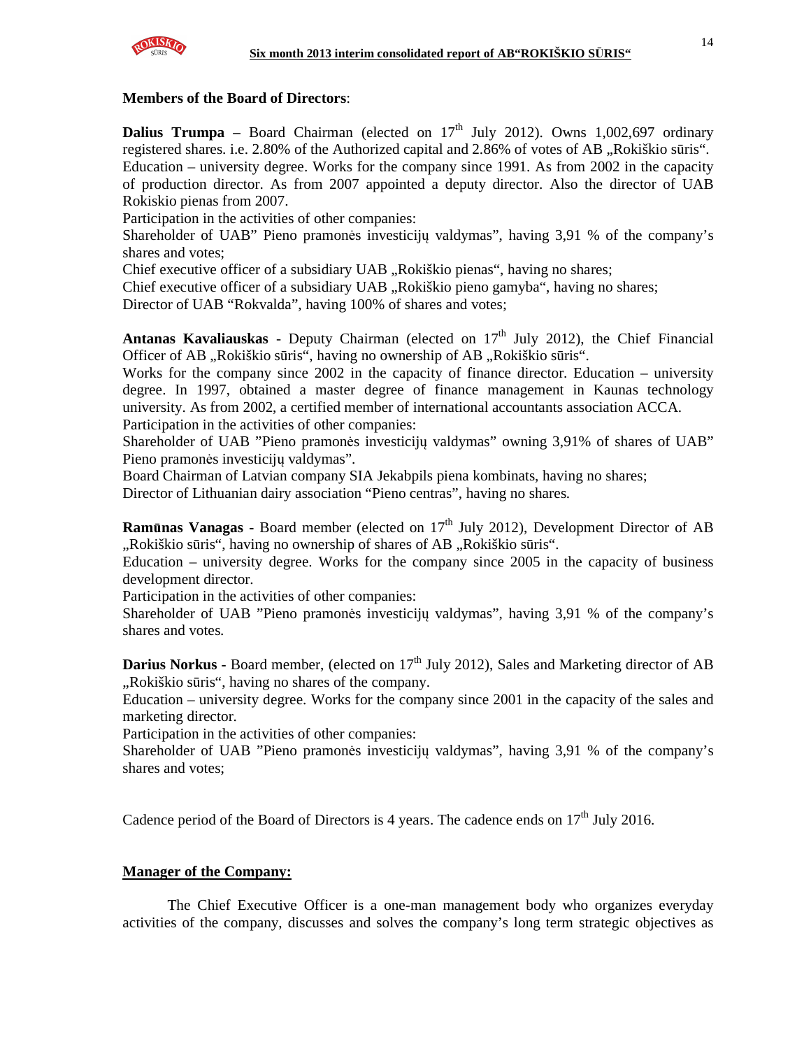**Members of the Board of Directors**:

**Dalius Trumpa –** Board Chairman (elected on 17th July 2012). Owns 1,002,697 ordinary registered shares. i.e. 2.80% of the Authorized capital and 2.86% of votes of AB „Rokiškio sūris“. Education – university degree. Works for the company since 1991. As from 2002 in the capacity of production director. As from 2007 appointed a deputy director. Also the director of UAB Rokiskio pienas from 2007.
Participation in the activities of other companies:
Shareholder of UAB” Pieno pramonės investicijų valdymas”, having 3,91 % of the company’s shares and votes;
Chief executive officer of a subsidiary UAB „Rokiškio pienas“, having no shares;
Chief executive officer of a subsidiary UAB „Rokiškio pieno gamyba“, having no shares;
Director of UAB “Rokvalda”, having 100% of shares and votes;

**Antanas Kavaliauskas** - Deputy Chairman (elected on 17th July 2012), the Chief Financial Officer of AB „Rokiškio sūris“, having no ownership of AB „Rokiškio sūris“.
Works for the company since 2002 in the capacity of finance director. Education – university degree. In 1997, obtained a master degree of finance management in Kaunas technology university. As from 2002, a certified member of international accountants association ACCA.
Participation in the activities of other companies:
Shareholder of UAB ”Pieno pramonės investicijų valdymas” owning 3,91% of shares of UAB” Pieno pramonės investicijų valdymas”.
Board Chairman of Latvian company SIA Jekabpils piena kombinats, having no shares;
Director of Lithuanian dairy association “Pieno centras”, having no shares.

**Ramūnas Vanagas -** Board member (elected on 17th July 2012), Development Director of AB „Rokiškio sūris“, having no ownership of shares of AB „Rokiškio sūris“.
Education – university degree. Works for the company since 2005 in the capacity of business development director.
Participation in the activities of other companies:
Shareholder of UAB ”Pieno pramonės investicijų valdymas”, having 3,91 % of the company’s shares and votes.

**Darius Norkus -** Board member, (elected on 17th July 2012), Sales and Marketing director of AB „Rokiškio sūris“, having no shares of the company.
Education – university degree. Works for the company since 2001 in the capacity of the sales and marketing director.
Participation in the activities of other companies:
Shareholder of UAB ”Pieno pramonės investicijų valdymas”, having 3,91 % of the company’s shares and votes;

Cadence period of the Board of Directors is 4 years. The cadence ends on 17th July 2016.

**Manager of the Company:**

The Chief Executive Officer is a one-man management body who organizes everyday activities of the company, discusses and solves the company’s long term strategic objectives as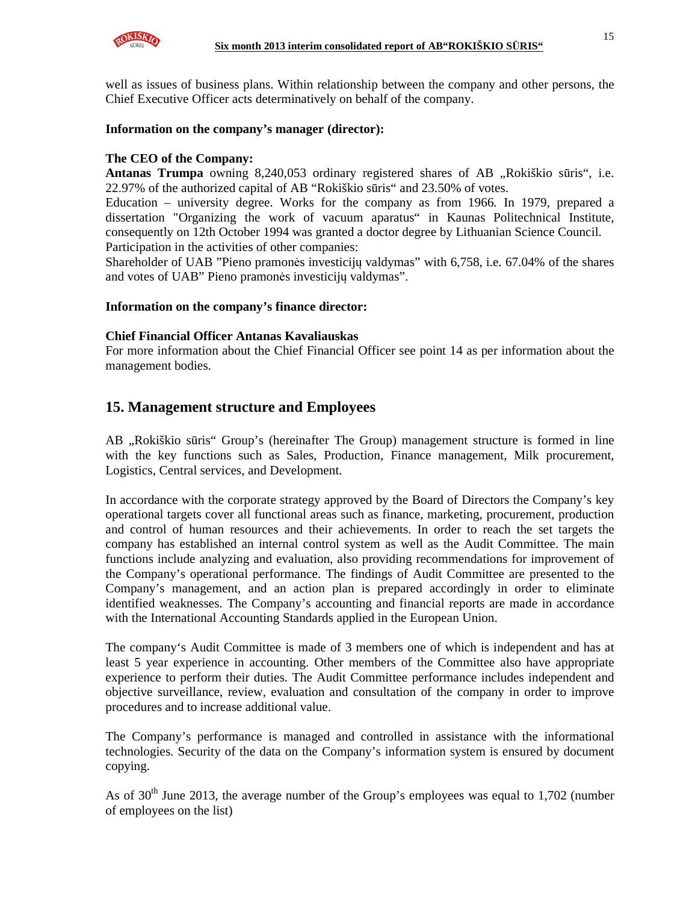well as issues of business plans. Within relationship between the company and other persons, the Chief Executive Officer acts determinatively on behalf of the company.

**Information on the company's manager (director):**

**The CEO of the Company:**
**Antanas Trumpa** owning 8,240,053 ordinary registered shares of AB „Rokiškio sūris", i.e. 22.97% of the authorized capital of AB "Rokiškio sūris" and 23.50% of votes.
Education – university degree. Works for the company as from 1966. In 1979, prepared a dissertation "Organizing the work of vacuum aparatus" in Kaunas Politechnical Institute, consequently on 12th October 1994 was granted a doctor degree by Lithuanian Science Council.
Participation in the activities of other companies:
Shareholder of UAB "Pieno pramonės investicijų valdymas" with 6,758, i.e. 67.04% of the shares and votes of UAB" Pieno pramonės investicijų valdymas".

**Information on the company's finance director:**

**Chief Financial Officer Antanas Kavaliauskas**
For more information about the Chief Financial Officer see point 14 as per information about the management bodies.

## 15. Management structure and Employees

AB „Rokiškio sūris" Group's (hereinafter The Group) management structure is formed in line with the key functions such as Sales, Production, Finance management, Milk procurement, Logistics, Central services, and Development.

In accordance with the corporate strategy approved by the Board of Directors the Company's key operational targets cover all functional areas such as finance, marketing, procurement, production and control of human resources and their achievements. In order to reach the set targets the company has established an internal control system as well as the Audit Committee. The main functions include analyzing and evaluation, also providing recommendations for improvement of the Company's operational performance. The findings of Audit Committee are presented to the Company's management, and an action plan is prepared accordingly in order to eliminate identified weaknesses. The Company's accounting and financial reports are made in accordance with the International Accounting Standards applied in the European Union.

The company's Audit Committee is made of 3 members one of which is independent and has at least 5 year experience in accounting. Other members of the Committee also have appropriate experience to perform their duties. The Audit Committee performance includes independent and objective surveillance, review, evaluation and consultation of the company in order to improve procedures and to increase additional value.

The Company's performance is managed and controlled in assistance with the informational technologies. Security of the data on the Company's information system is ensured by document copying.

As of 30th June 2013, the average number of the Group's employees was equal to 1,702 (number of employees on the list)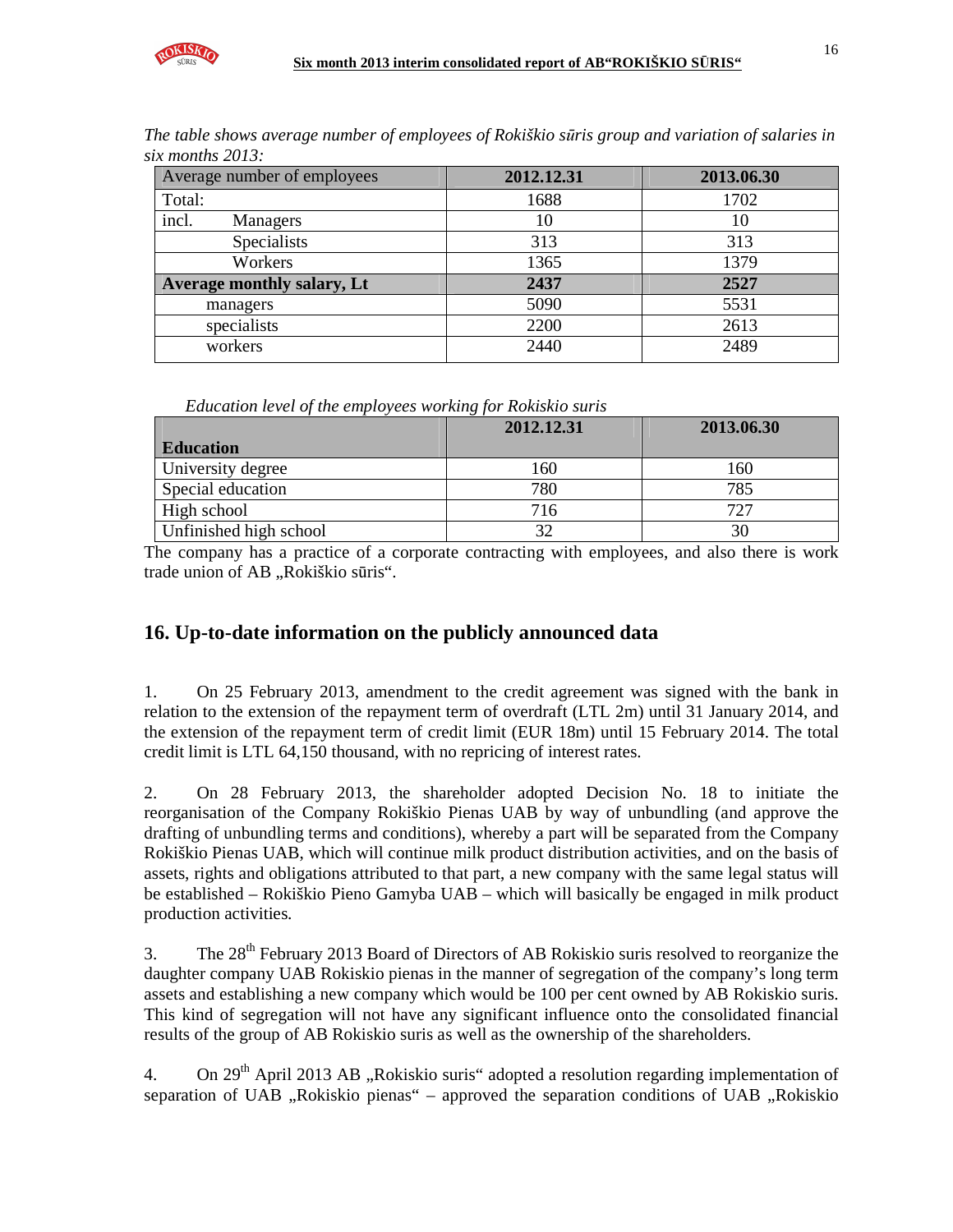*The table shows average number of employees of Rokiškio sūris group and variation of salaries in six months 2013:*

| Average number of employees | 2012.12.31 | 2013.06.30 |
|---|---|---|
| Total: | 1688 | 1702 |
| incl. Managers | 10 | 10 |
| Specialists | 313 | 313 |
| Workers | 1365 | 1379 |
| **Average monthly salary, Lt** | **2437** | **2527** |
| managers | 5090 | 5531 |
| specialists | 2200 | 2613 |
| workers | 2440 | 2489 |

*Education level of the employees working for Rokiskio suris*

| Education | 2012.12.31 | 2013.06.30 |
|---|---|---|
| University degree | 160 | 160 |
| Special education | 780 | 785 |
| High school | 716 | 727 |
| Unfinished high school | 32 | 30 |

The company has a practice of a corporate contracting with employees, and also there is work trade union of AB „Rokiškio sūris".

## 16. Up-to-date information on the publicly announced data

1. On 25 February 2013, amendment to the credit agreement was signed with the bank in relation to the extension of the repayment term of overdraft (LTL 2m) until 31 January 2014, and the extension of the repayment term of credit limit (EUR 18m) until 15 February 2014. The total credit limit is LTL 64,150 thousand, with no repricing of interest rates.

2. On 28 February 2013, the shareholder adopted Decision No. 18 to initiate the reorganisation of the Company Rokiškio Pienas UAB by way of unbundling (and approve the drafting of unbundling terms and conditions), whereby a part will be separated from the Company Rokiškio Pienas UAB, which will continue milk product distribution activities, and on the basis of assets, rights and obligations attributed to that part, a new company with the same legal status will be established – Rokiškio Pieno Gamyba UAB – which will basically be engaged in milk product production activities.

3. The 28th February 2013 Board of Directors of AB Rokiskio suris resolved to reorganize the daughter company UAB Rokiskio pienas in the manner of segregation of the company's long term assets and establishing a new company which would be 100 per cent owned by AB Rokiskio suris. This kind of segregation will not have any significant influence onto the consolidated financial results of the group of AB Rokiskio suris as well as the ownership of the shareholders.

4. On 29th April 2013 AB „Rokiskio suris" adopted a resolution regarding implementation of separation of UAB „Rokiskio pienas" – approved the separation conditions of UAB „Rokiskio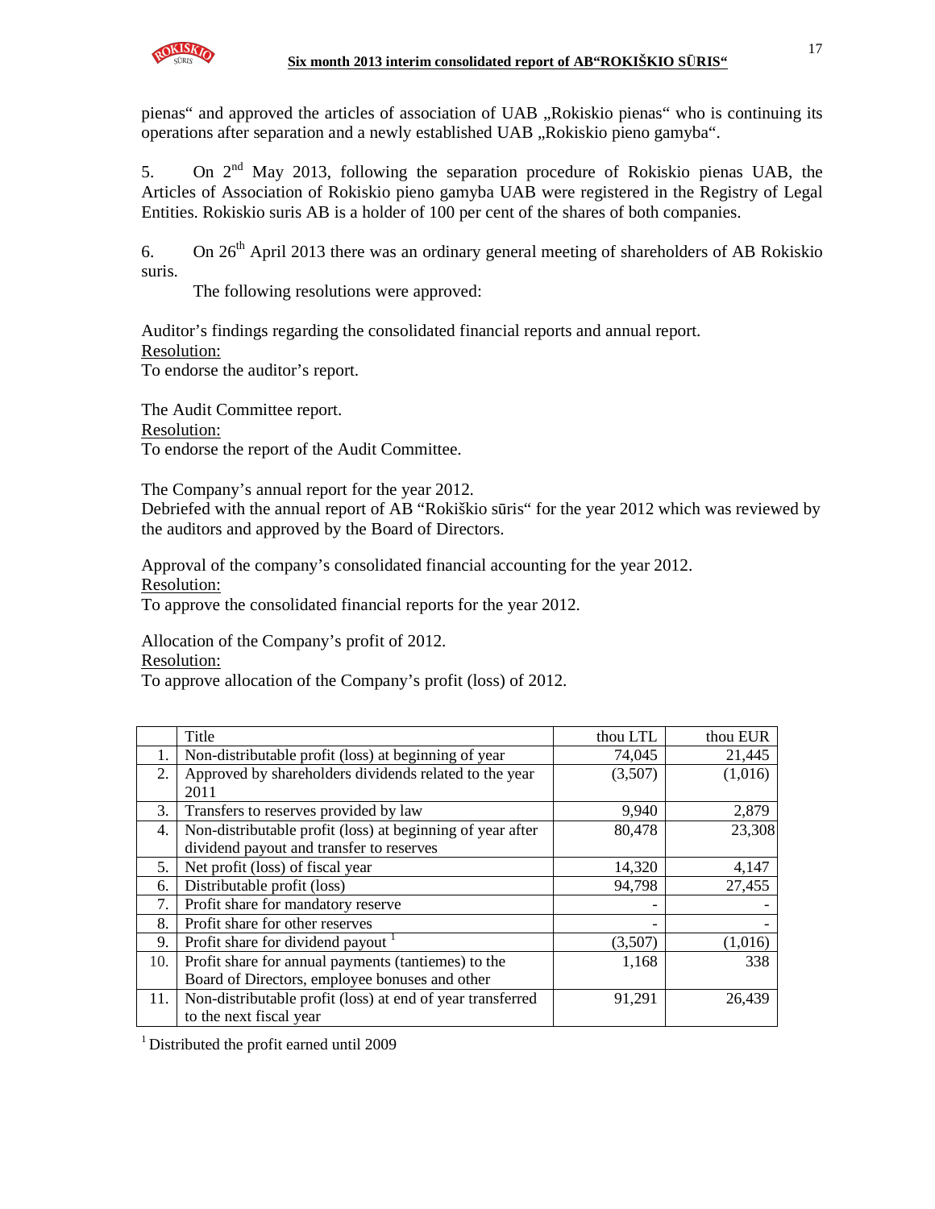pienas“ and approved the articles of association of UAB „Rokiskio pienas“ who is continuing its operations after separation and a newly established UAB „Rokiskio pieno gamyba“.

5. On 2nd May 2013, following the separation procedure of Rokiskio pienas UAB, the Articles of Association of Rokiskio pieno gamyba UAB were registered in the Registry of Legal Entities. Rokiskio suris AB is a holder of 100 per cent of the shares of both companies.

6. On 26th April 2013 there was an ordinary general meeting of shareholders of AB Rokiskio suris.

The following resolutions were approved:

Auditor's findings regarding the consolidated financial reports and annual report.
Resolution:
To endorse the auditor's report.

The Audit Committee report.
Resolution:
To endorse the report of the Audit Committee.

The Company's annual report for the year 2012.
Debriefed with the annual report of AB "Rokiškio sūris" for the year 2012 which was reviewed by the auditors and approved by the Board of Directors.

Approval of the company's consolidated financial accounting for the year 2012.
Resolution:
To approve the consolidated financial reports for the year 2012.

Allocation of the Company's profit of 2012.
Resolution:
To approve allocation of the Company's profit (loss) of 2012.

| | Title | thou LTL | thou EUR |
|---|---|---|---|
| 1. | Non-distributable profit (loss) at beginning of year | 74,045 | 21,445 |
| 2. | Approved by shareholders dividends related to the year 2011 | (3,507) | (1,016) |
| 3. | Transfers to reserves provided by law | 9,940 | 2,879 |
| 4. | Non-distributable profit (loss) at beginning of year after dividend payout and transfer to reserves | 80,478 | 23,308 |
| 5. | Net profit (loss) of fiscal year | 14,320 | 4,147 |
| 6. | Distributable profit (loss) | 94,798 | 27,455 |
| 7. | Profit share for mandatory reserve | - | - |
| 8. | Profit share for other reserves | - | - |
| 9. | Profit share for dividend payout [1] | (3,507) | (1,016) |
| 10. | Profit share for annual payments (tantiemes) to the Board of Directors, employee bonuses and other | 1,168 | 338 |
| 11. | Non-distributable profit (loss) at end of year transferred to the next fiscal year | 91,291 | 26,439 |

[1] Distributed the profit earned until 2009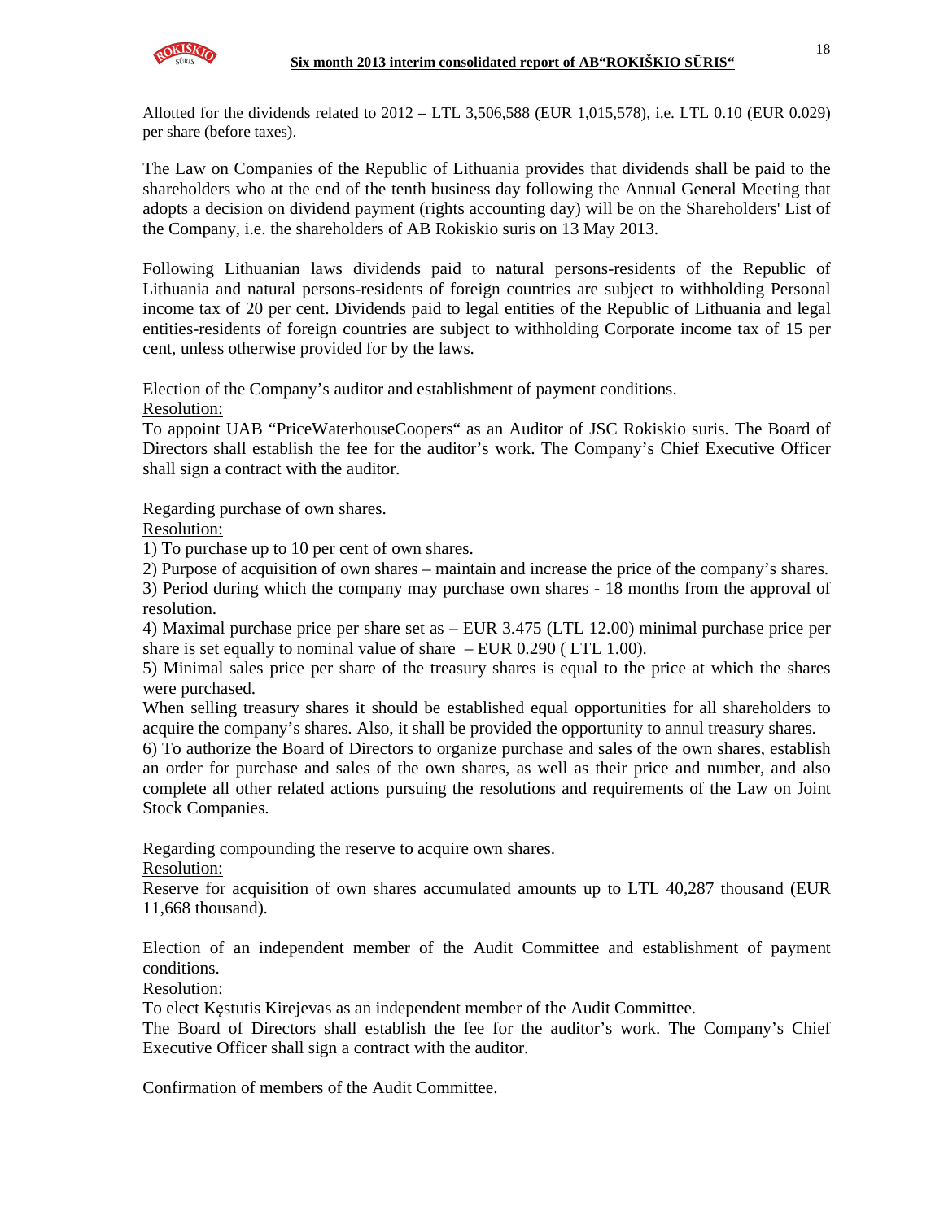Allotted for the dividends related to 2012 – LTL 3,506,588 (EUR 1,015,578), i.e. LTL 0.10 (EUR 0.029) per share (before taxes).

The Law on Companies of the Republic of Lithuania provides that dividends shall be paid to the shareholders who at the end of the tenth business day following the Annual General Meeting that adopts a decision on dividend payment (rights accounting day) will be on the Shareholders' List of the Company, i.e. the shareholders of AB Rokiskio suris on 13 May 2013.

Following Lithuanian laws dividends paid to natural persons-residents of the Republic of Lithuania and natural persons-residents of foreign countries are subject to withholding Personal income tax of 20 per cent. Dividends paid to legal entities of the Republic of Lithuania and legal entities-residents of foreign countries are subject to withholding Corporate income tax of 15 per cent, unless otherwise provided for by the laws.

Election of the Company's auditor and establishment of payment conditions.

Resolution:

To appoint UAB "PriceWaterhouseCoopers" as an Auditor of JSC Rokiskio suris. The Board of Directors shall establish the fee for the auditor's work. The Company's Chief Executive Officer shall sign a contract with the auditor.

Regarding purchase of own shares.

Resolution:

1) To purchase up to 10 per cent of own shares.

2) Purpose of acquisition of own shares – maintain and increase the price of the company's shares.

3) Period during which the company may purchase own shares - 18 months from the approval of resolution.

4) Maximal purchase price per share set as – EUR 3.475 (LTL 12.00) minimal purchase price per share is set equally to nominal value of share – EUR 0.290 ( LTL 1.00).

5) Minimal sales price per share of the treasury shares is equal to the price at which the shares were purchased.

When selling treasury shares it should be established equal opportunities for all shareholders to acquire the company's shares. Also, it shall be provided the opportunity to annul treasury shares.

6) To authorize the Board of Directors to organize purchase and sales of the own shares, establish an order for purchase and sales of the own shares, as well as their price and number, and also complete all other related actions pursuing the resolutions and requirements of the Law on Joint Stock Companies.

Regarding compounding the reserve to acquire own shares.

Resolution:

Reserve for acquisition of own shares accumulated amounts up to LTL 40,287 thousand (EUR 11,668 thousand).

Election of an independent member of the Audit Committee and establishment of payment conditions.

Resolution:

To elect Kęstutis Kirejevas as an independent member of the Audit Committee.

The Board of Directors shall establish the fee for the auditor's work. The Company's Chief Executive Officer shall sign a contract with the auditor.

Confirmation of members of the Audit Committee.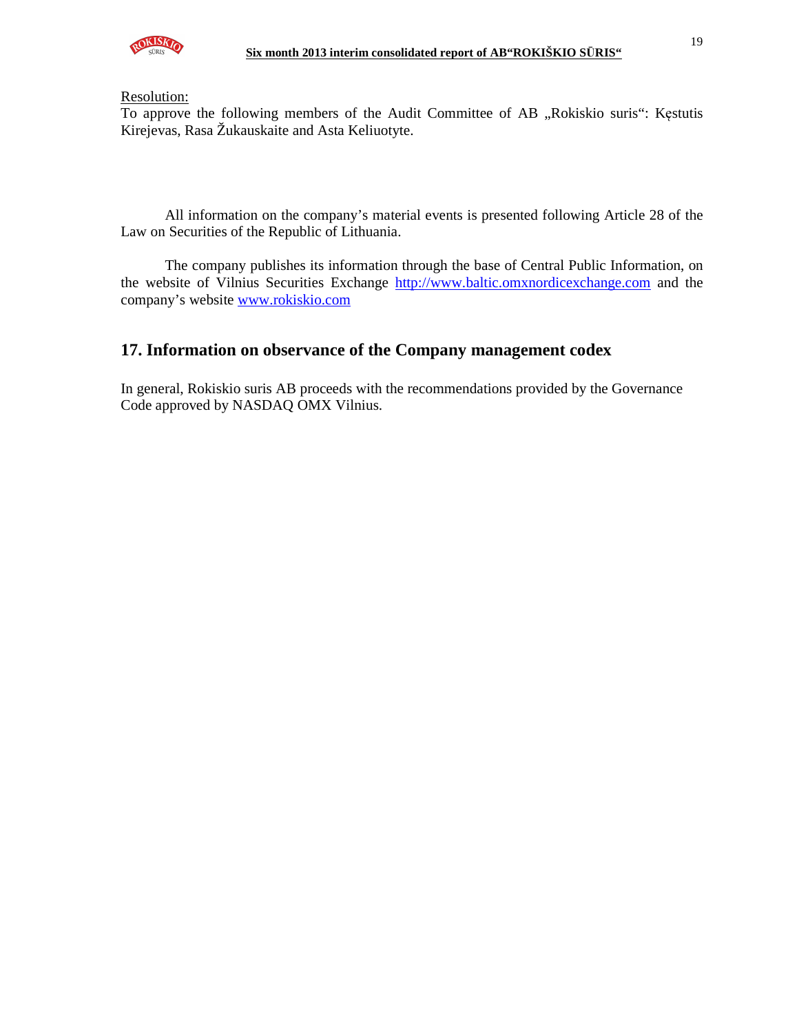Resolution:

To approve the following members of the Audit Committee of AB „Rokiskio suris“: Kęstutis Kirejevas, Rasa Žukauskaite and Asta Keliuotyte.

All information on the company’s material events is presented following Article 28 of the Law on Securities of the Republic of Lithuania.

The company publishes its information through the base of Central Public Information, on the website of Vilnius Securities Exchange http://www.baltic.omxnordicexchange.com and the company’s website www.rokiskio.com

## 17. Information on observance of the Company management codex

In general, Rokiskio suris AB proceeds with the recommendations provided by the Governance Code approved by NASDAQ OMX Vilnius.